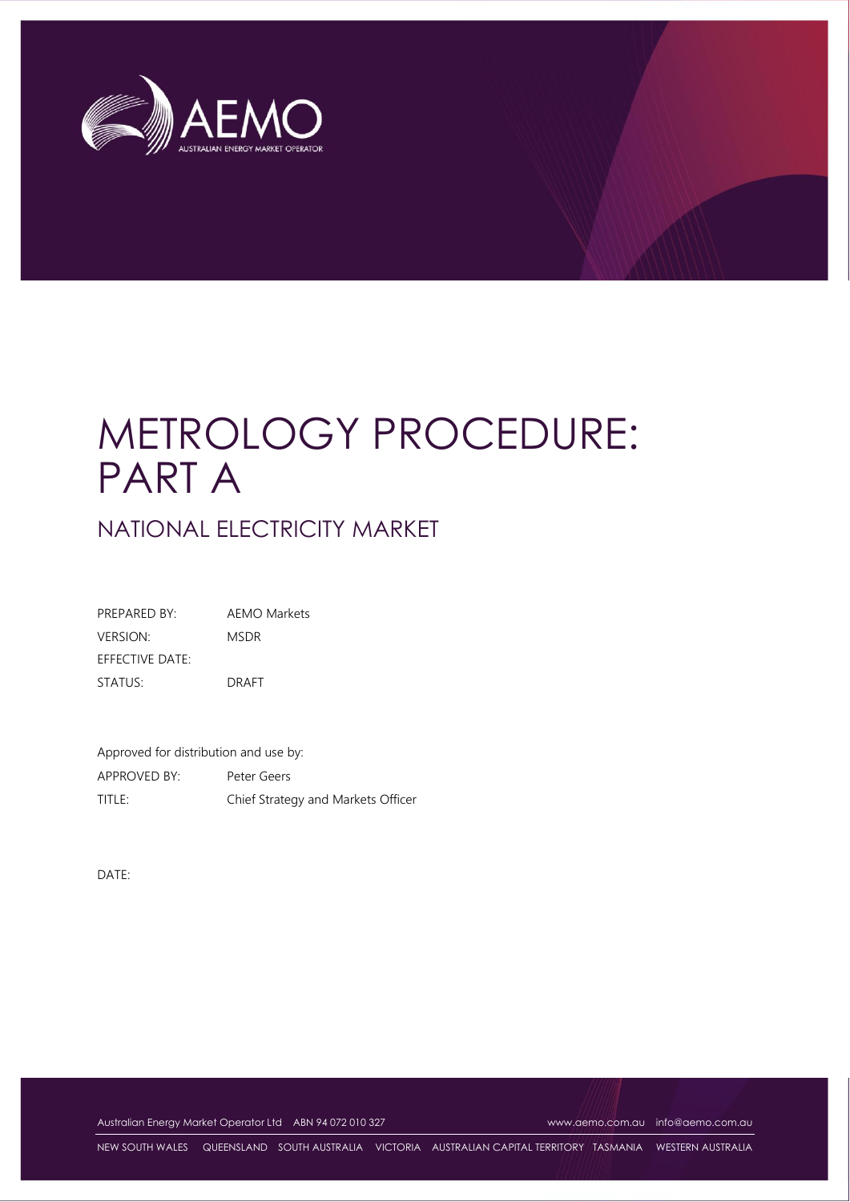# METROLOGY PROCEDURE: PART A

## NATIONAL ELECTRICITY MARKET

| | |
|---|---|
| PREPARED BY: | AEMO Markets |
| VERSION: | MSDR |
| EFFECTIVE DATE: | |
| STATUS: | DRAFT |

Approved for distribution and use by:

| | |
|---|---|
| APPROVED BY: | Peter Geers |
| TITLE: | Chief Strategy and Markets Officer |

DATE:

Australian Energy Market Operator Ltd ABN 94 072 010 327 www.aemo.com.au info@aemo.com.au

NEW SOUTH WALES QUEENSLAND SOUTH AUSTRALIA VICTORIA AUSTRALIAN CAPITAL TERRITORY TASMANIA WESTERN AUSTRALIA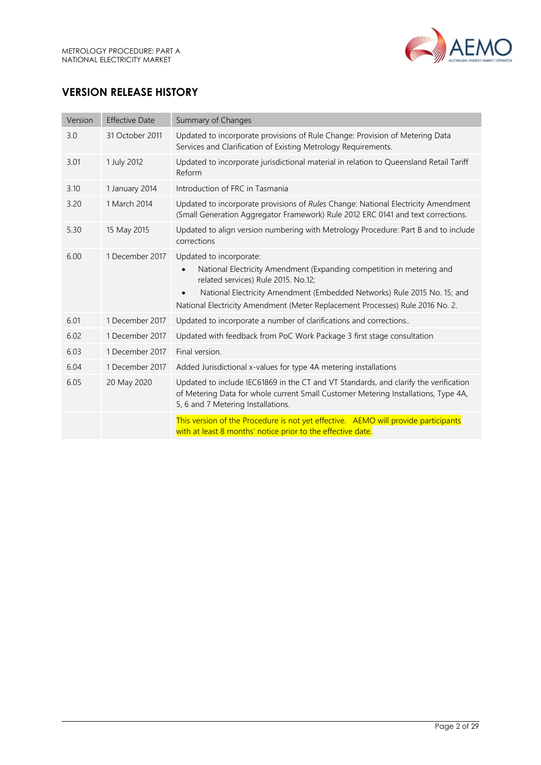## VERSION RELEASE HISTORY

| Version | Effective Date | Summary of Changes |
| --- | --- | --- |
| 3.0 | 31 October 2011 | Updated to incorporate provisions of Rule Change: Provision of Metering Data Services and Clarification of Existing Metrology Requirements. |
| 3.01 | 1 July 2012 | Updated to incorporate jurisdictional material in relation to Queensland Retail Tariff Reform |
| 3.10 | 1 January 2014 | Introduction of FRC in Tasmania |
| 3.20 | 1 March 2014 | Updated to incorporate provisions of *Rules* Change: National Electricity Amendment (Small Generation Aggregator Framework) Rule 2012 ERC 0141 and text corrections. |
| 5.30 | 15 May 2015 | Updated to align version numbering with Metrology Procedure: Part B and to include corrections |
| 6.00 | 1 December 2017 | Updated to incorporate:<br>• National Electricity Amendment (Expanding competition in metering and related services) Rule 2015. No.12;<br>• National Electricity Amendment (Embedded Networks) Rule 2015 No. 15; and National Electricity Amendment (Meter Replacement Processes) Rule 2016 No. 2. |
| 6.01 | 1 December 2017 | Updated to incorporate a number of clarifications and corrections.. |
| 6.02 | 1 December 2017 | Updated with feedback from PoC Work Package 3 first stage consultation |
| 6.03 | 1 December 2017 | Final version. |
| 6.04 | 1 December 2017 | Added Jurisdictional x-values for type 4A metering installations |
| 6.05 | 20 May 2020 | Updated to include IEC61869 in the CT and VT Standards, and clarify the verification of Metering Data for whole current Small Customer Metering Installations, Type 4A, 5, 6 and 7 Metering Installations. |
| | | This version of the Procedure is not yet effective. AEMO will provide participants with at least 8 months' notice prior to the effective date. |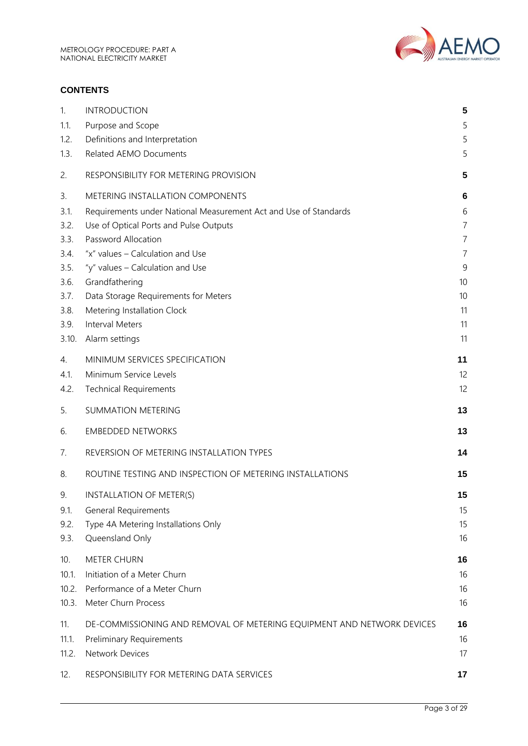**CONTENTS**

| | | |
|---|---|---|
| 1. | INTRODUCTION | **5** |
| 1.1. | Purpose and Scope | 5 |
| 1.2. | Definitions and Interpretation | 5 |
| 1.3. | Related AEMO Documents | 5 |
| 2. | RESPONSIBILITY FOR METERING PROVISION | **5** |
| 3. | METERING INSTALLATION COMPONENTS | **6** |
| 3.1. | Requirements under National Measurement Act and Use of Standards | 6 |
| 3.2. | Use of Optical Ports and Pulse Outputs | 7 |
| 3.3. | Password Allocation | 7 |
| 3.4. | "x" values – Calculation and Use | 7 |
| 3.5. | "y" values – Calculation and Use | 9 |
| 3.6. | Grandfathering | 10 |
| 3.7. | Data Storage Requirements for Meters | 10 |
| 3.8. | Metering Installation Clock | 11 |
| 3.9. | Interval Meters | 11 |
| 3.10. | Alarm settings | 11 |
| 4. | MINIMUM SERVICES SPECIFICATION | **11** |
| 4.1. | Minimum Service Levels | 12 |
| 4.2. | Technical Requirements | 12 |
| 5. | SUMMATION METERING | **13** |
| 6. | EMBEDDED NETWORKS | **13** |
| 7. | REVERSION OF METERING INSTALLATION TYPES | **14** |
| 8. | ROUTINE TESTING AND INSPECTION OF METERING INSTALLATIONS | **15** |
| 9. | INSTALLATION OF METER(S) | **15** |
| 9.1. | General Requirements | 15 |
| 9.2. | Type 4A Metering Installations Only | 15 |
| 9.3. | Queensland Only | 16 |
| 10. | METER CHURN | **16** |
| 10.1. | Initiation of a Meter Churn | 16 |
| 10.2. | Performance of a Meter Churn | 16 |
| 10.3. | Meter Churn Process | 16 |
| 11. | DE-COMMISSIONING AND REMOVAL OF METERING EQUIPMENT AND NETWORK DEVICES | **16** |
| 11.1. | Preliminary Requirements | 16 |
| 11.2. | Network Devices | 17 |
| 12. | RESPONSIBILITY FOR METERING DATA SERVICES | **17** |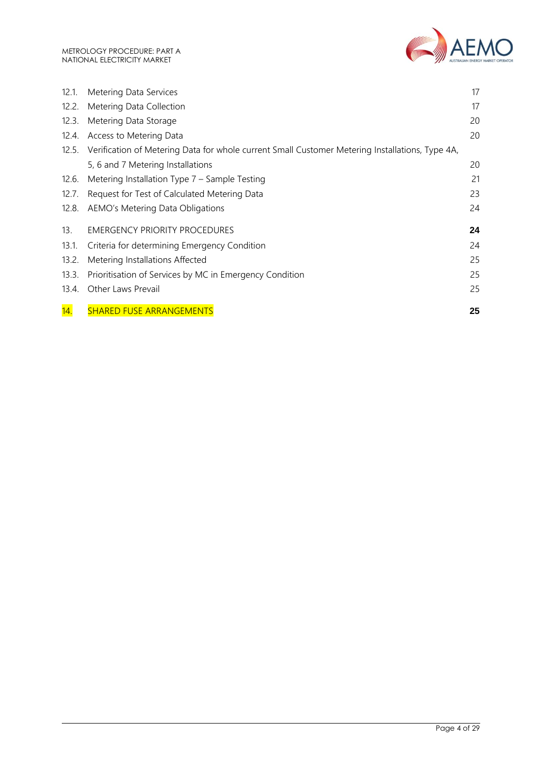| | | |
|---|---|---|
| 12.1. | Metering Data Services | 17 |
| 12.2. | Metering Data Collection | 17 |
| 12.3. | Metering Data Storage | 20 |
| 12.4. | Access to Metering Data | 20 |
| 12.5. | Verification of Metering Data for whole current Small Customer Metering Installations, Type 4A, 5, 6 and 7 Metering Installations | 20 |
| 12.6. | Metering Installation Type 7 – Sample Testing | 21 |
| 12.7. | Request for Test of Calculated Metering Data | 23 |
| 12.8. | AEMO's Metering Data Obligations | 24 |
| 13. | EMERGENCY PRIORITY PROCEDURES | **24** |
| 13.1. | Criteria for determining Emergency Condition | 24 |
| 13.2. | Metering Installations Affected | 25 |
| 13.3. | Prioritisation of Services by MC in Emergency Condition | 25 |
| 13.4. | Other Laws Prevail | 25 |
| 14. | SHARED FUSE ARRANGEMENTS | **25** |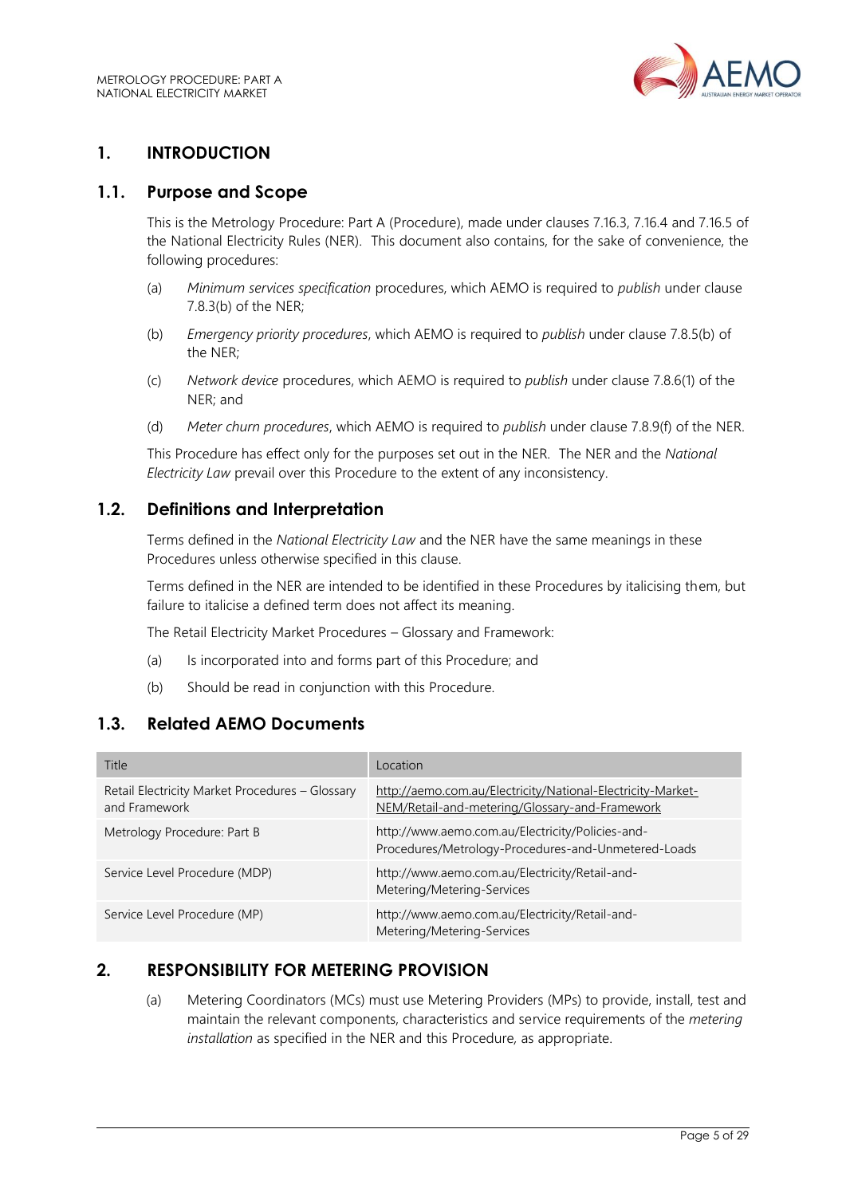# 1. INTRODUCTION

## 1.1. Purpose and Scope

This is the Metrology Procedure: Part A (Procedure), made under clauses 7.16.3, 7.16.4 and 7.16.5 of the National Electricity Rules (NER). This document also contains, for the sake of convenience, the following procedures:

(a) *Minimum services specification* procedures, which AEMO is required to *publish* under clause 7.8.3(b) of the NER;

(b) *Emergency priority procedures*, which AEMO is required to *publish* under clause 7.8.5(b) of the NER;

(c) *Network device* procedures, which AEMO is required to *publish* under clause 7.8.6(1) of the NER; and

(d) *Meter churn procedures*, which AEMO is required to *publish* under clause 7.8.9(f) of the NER.

This Procedure has effect only for the purposes set out in the NER. The NER and the *National Electricity Law* prevail over this Procedure to the extent of any inconsistency.

## 1.2. Definitions and Interpretation

Terms defined in the *National Electricity Law* and the NER have the same meanings in these Procedures unless otherwise specified in this clause.

Terms defined in the NER are intended to be identified in these Procedures by italicising them, but failure to italicise a defined term does not affect its meaning.

The Retail Electricity Market Procedures – Glossary and Framework:

(a) Is incorporated into and forms part of this Procedure; and

(b) Should be read in conjunction with this Procedure.

## 1.3. Related AEMO Documents

| Title | Location |
| --- | --- |
| Retail Electricity Market Procedures – Glossary and Framework | http://aemo.com.au/Electricity/National-Electricity-Market-NEM/Retail-and-metering/Glossary-and-Framework |
| Metrology Procedure: Part B | http://www.aemo.com.au/Electricity/Policies-and-Procedures/Metrology-Procedures-and-Unmetered-Loads |
| Service Level Procedure (MDP) | http://www.aemo.com.au/Electricity/Retail-and-Metering/Metering-Services |
| Service Level Procedure (MP) | http://www.aemo.com.au/Electricity/Retail-and-Metering/Metering-Services |

# 2. RESPONSIBILITY FOR METERING PROVISION

(a) Metering Coordinators (MCs) must use Metering Providers (MPs) to provide, install, test and maintain the relevant components, characteristics and service requirements of the *metering installation* as specified in the NER and this Procedure, as appropriate.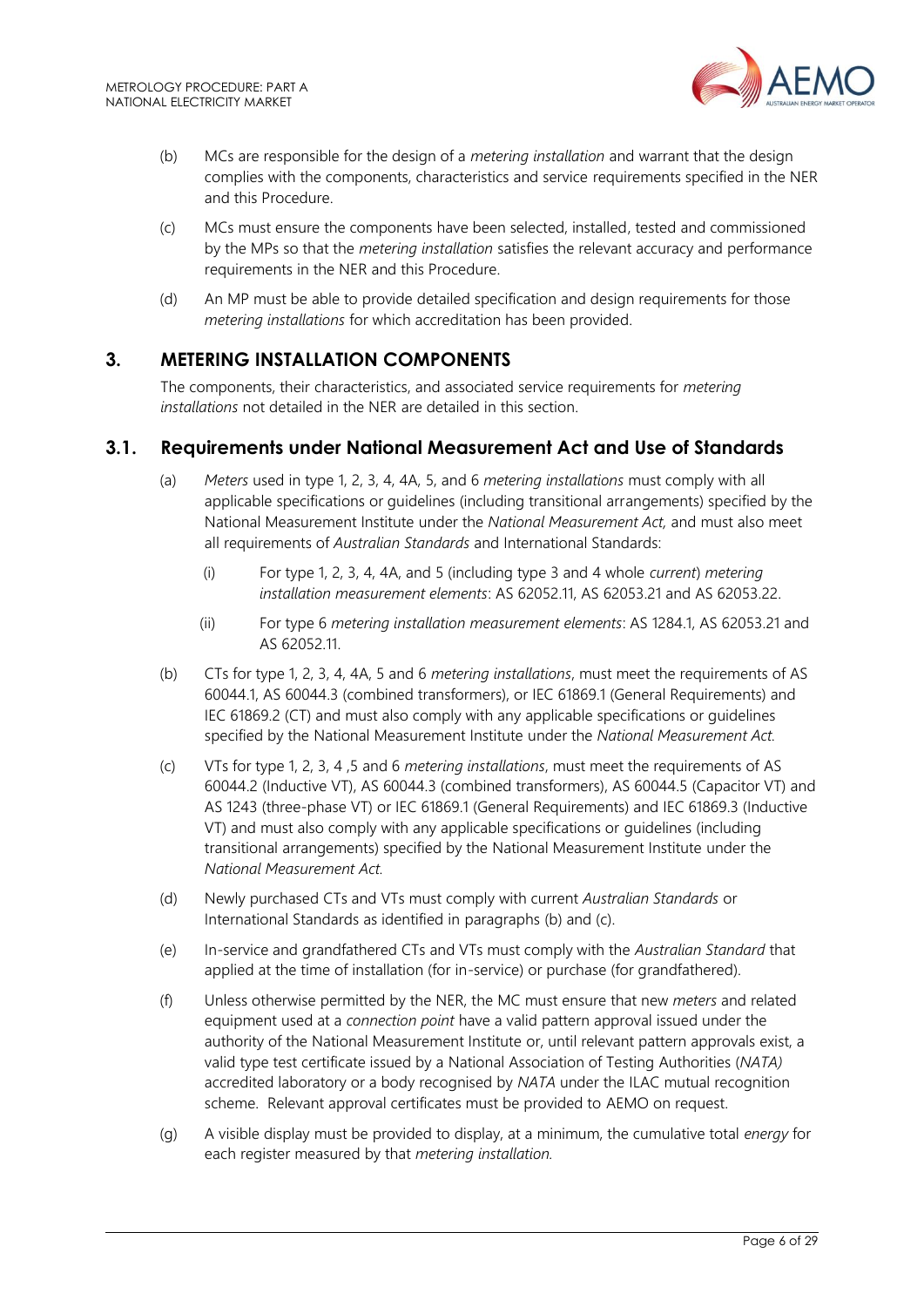(b) MCs are responsible for the design of a *metering installation* and warrant that the design complies with the components, characteristics and service requirements specified in the NER and this Procedure.

(c) MCs must ensure the components have been selected, installed, tested and commissioned by the MPs so that the *metering installation* satisfies the relevant accuracy and performance requirements in the NER and this Procedure.

(d) An MP must be able to provide detailed specification and design requirements for those *metering installations* for which accreditation has been provided.

## 3. METERING INSTALLATION COMPONENTS

The components, their characteristics, and associated service requirements for *metering installations* not detailed in the NER are detailed in this section.

### 3.1. Requirements under National Measurement Act and Use of Standards

(a) *Meters* used in type 1, 2, 3, 4, 4A, 5, and 6 *metering installations* must comply with all applicable specifications or guidelines (including transitional arrangements) specified by the National Measurement Institute under the *National Measurement Act,* and must also meet all requirements of *Australian Standards* and International Standards:

  (i) For type 1, 2, 3, 4, 4A, and 5 (including type 3 and 4 whole *current*) *metering installation measurement elements*: AS 62052.11, AS 62053.21 and AS 62053.22.

  (ii) For type 6 *metering installation measurement elements*: AS 1284.1, AS 62053.21 and AS 62052.11.

(b) CTs for type 1, 2, 3, 4, 4A, 5 and 6 *metering installations*, must meet the requirements of AS 60044.1, AS 60044.3 (combined transformers), or IEC 61869.1 (General Requirements) and IEC 61869.2 (CT) and must also comply with any applicable specifications or guidelines specified by the National Measurement Institute under the *National Measurement Act.*

(c) VTs for type 1, 2, 3, 4 ,5 and 6 *metering installations*, must meet the requirements of AS 60044.2 (Inductive VT), AS 60044.3 (combined transformers), AS 60044.5 (Capacitor VT) and AS 1243 (three-phase VT) or IEC 61869.1 (General Requirements) and IEC 61869.3 (Inductive VT) and must also comply with any applicable specifications or guidelines (including transitional arrangements) specified by the National Measurement Institute under the *National Measurement Act.*

(d) Newly purchased CTs and VTs must comply with current *Australian Standards* or International Standards as identified in paragraphs (b) and (c).

(e) In-service and grandfathered CTs and VTs must comply with the *Australian Standard* that applied at the time of installation (for in-service) or purchase (for grandfathered).

(f) Unless otherwise permitted by the NER, the MC must ensure that new *meters* and related equipment used at a *connection point* have a valid pattern approval issued under the authority of the National Measurement Institute or, until relevant pattern approvals exist, a valid type test certificate issued by a National Association of Testing Authorities (*NATA)* accredited laboratory or a body recognised by *NATA* under the ILAC mutual recognition scheme. Relevant approval certificates must be provided to AEMO on request.

(g) A visible display must be provided to display, at a minimum, the cumulative total *energy* for each register measured by that *metering installation.*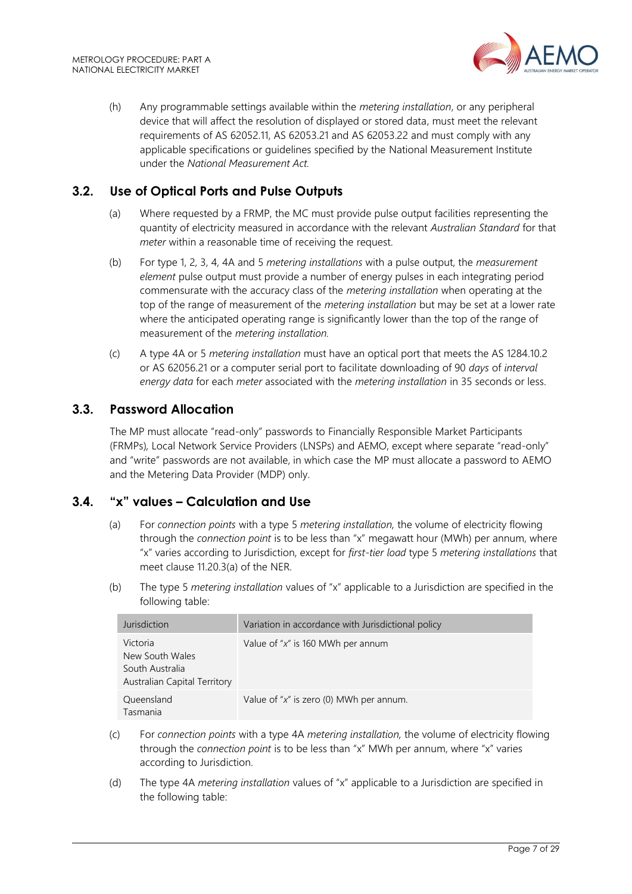(h) Any programmable settings available within the *metering installation*, or any peripheral device that will affect the resolution of displayed or stored data, must meet the relevant requirements of AS 62052.11, AS 62053.21 and AS 62053.22 and must comply with any applicable specifications or guidelines specified by the National Measurement Institute under the *National Measurement Act*.

## 3.2. Use of Optical Ports and Pulse Outputs

(a) Where requested by a FRMP, the MC must provide pulse output facilities representing the quantity of electricity measured in accordance with the relevant *Australian Standard* for that *meter* within a reasonable time of receiving the request.

(b) For type 1, 2, 3, 4, 4A and 5 *metering installations* with a pulse output, the *measurement element* pulse output must provide a number of energy pulses in each integrating period commensurate with the accuracy class of the *metering installation* when operating at the top of the range of measurement of the *metering installation* but may be set at a lower rate where the anticipated operating range is significantly lower than the top of the range of measurement of the *metering installation*.

(c) A type 4A or 5 *metering installation* must have an optical port that meets the AS 1284.10.2 or AS 62056.21 or a computer serial port to facilitate downloading of 90 *days* of *interval energy data* for each *meter* associated with the *metering installation* in 35 seconds or less.

## 3.3. Password Allocation

The MP must allocate "read-only" passwords to Financially Responsible Market Participants (FRMPs), Local Network Service Providers (LNSPs) and AEMO, except where separate "read-only" and "write" passwords are not available, in which case the MP must allocate a password to AEMO and the Metering Data Provider (MDP) only.

## 3.4. "x" values – Calculation and Use

(a) For *connection points* with a type 5 *metering installation,* the volume of electricity flowing through the *connection point* is to be less than "x" megawatt hour (MWh) per annum, where "x" varies according to Jurisdiction, except for *first-tier load* type 5 *metering installations* that meet clause 11.20.3(a) of the NER.

(b) The type 5 *metering installation* values of "x" applicable to a Jurisdiction are specified in the following table:

| Jurisdiction | Variation in accordance with Jurisdictional policy |
|---|---|
| Victoria<br>New South Wales<br>South Australia<br>Australian Capital Territory | Value of "x" is 160 MWh per annum |
| Queensland<br>Tasmania | Value of "x" is zero (0) MWh per annum. |

(c) For *connection points* with a type 4A *metering installation,* the volume of electricity flowing through the *connection point* is to be less than "x" MWh per annum, where "x" varies according to Jurisdiction.

(d) The type 4A *metering installation* values of "x" applicable to a Jurisdiction are specified in the following table: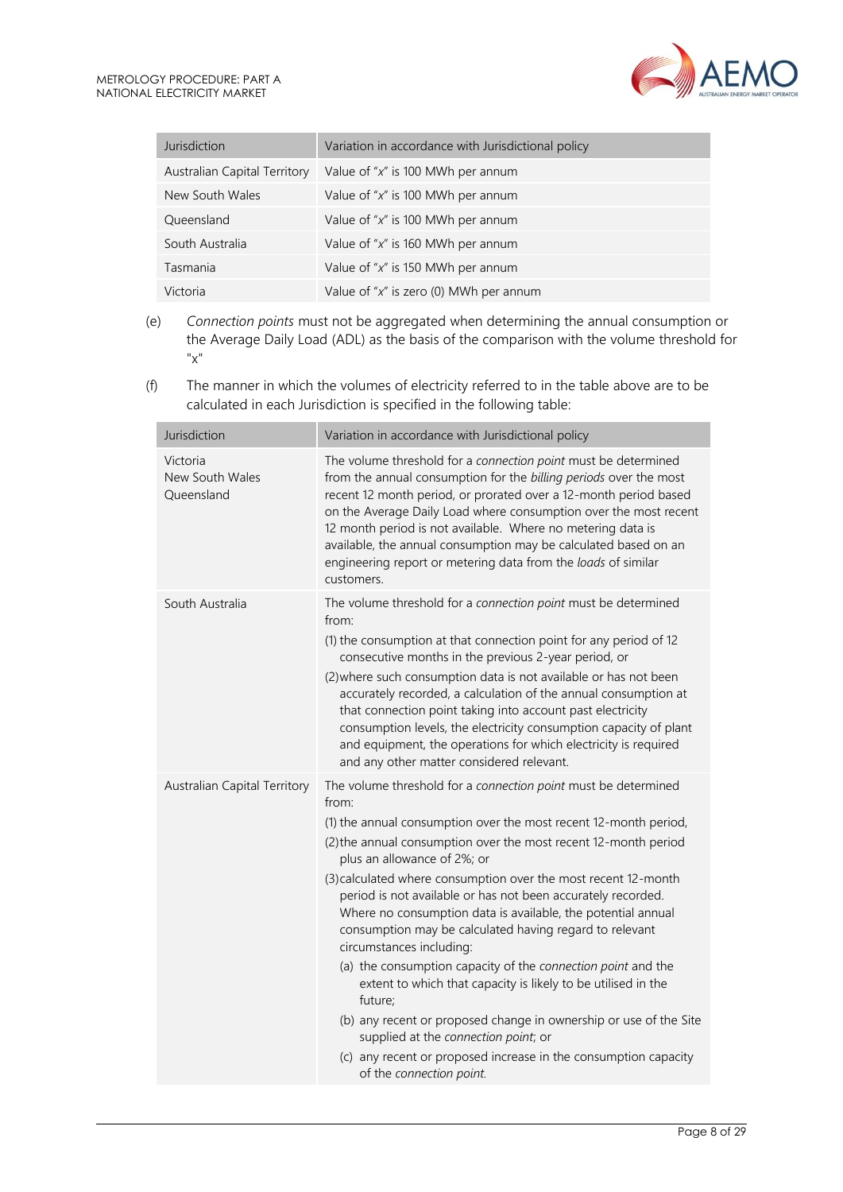| Jurisdiction | Variation in accordance with Jurisdictional policy |
|---|---|
| Australian Capital Territory | Value of "*x*" is 100 MWh per annum |
| New South Wales | Value of "*x*" is 100 MWh per annum |
| Queensland | Value of "*x*" is 100 MWh per annum |
| South Australia | Value of "*x*" is 160 MWh per annum |
| Tasmania | Value of "*x*" is 150 MWh per annum |
| Victoria | Value of "*x*" is zero (0) MWh per annum |

(e) *Connection points* must not be aggregated when determining the annual consumption or the Average Daily Load (ADL) as the basis of the comparison with the volume threshold for "x"

(f) The manner in which the volumes of electricity referred to in the table above are to be calculated in each Jurisdiction is specified in the following table:

| Jurisdiction | Variation in accordance with Jurisdictional policy |
|---|---|
| Victoria<br>New South Wales<br>Queensland | The volume threshold for a *connection point* must be determined from the annual consumption for the *billing periods* over the most recent 12 month period, or prorated over a 12-month period based on the Average Daily Load where consumption over the most recent 12 month period is not available. Where no metering data is available, the annual consumption may be calculated based on an engineering report or metering data from the *loads* of similar customers. |
| South Australia | The volume threshold for a *connection point* must be determined from:<br>(1) the consumption at that connection point for any period of 12 consecutive months in the previous 2-year period, or<br>(2) where such consumption data is not available or has not been accurately recorded, a calculation of the annual consumption at that connection point taking into account past electricity consumption levels, the electricity consumption capacity of plant and equipment, the operations for which electricity is required and any other matter considered relevant. |
| Australian Capital Territory | The volume threshold for a *connection point* must be determined from:<br>(1) the annual consumption over the most recent 12-month period,<br>(2) the annual consumption over the most recent 12-month period plus an allowance of 2%; or<br>(3) calculated where consumption over the most recent 12-month period is not available or has not been accurately recorded. Where no consumption data is available, the potential annual consumption may be calculated having regard to relevant circumstances including:<br>(a) the consumption capacity of the *connection point* and the extent to which that capacity is likely to be utilised in the future;<br>(b) any recent or proposed change in ownership or use of the Site supplied at the *connection point*; or<br>(c) any recent or proposed increase in the consumption capacity of the *connection point*. |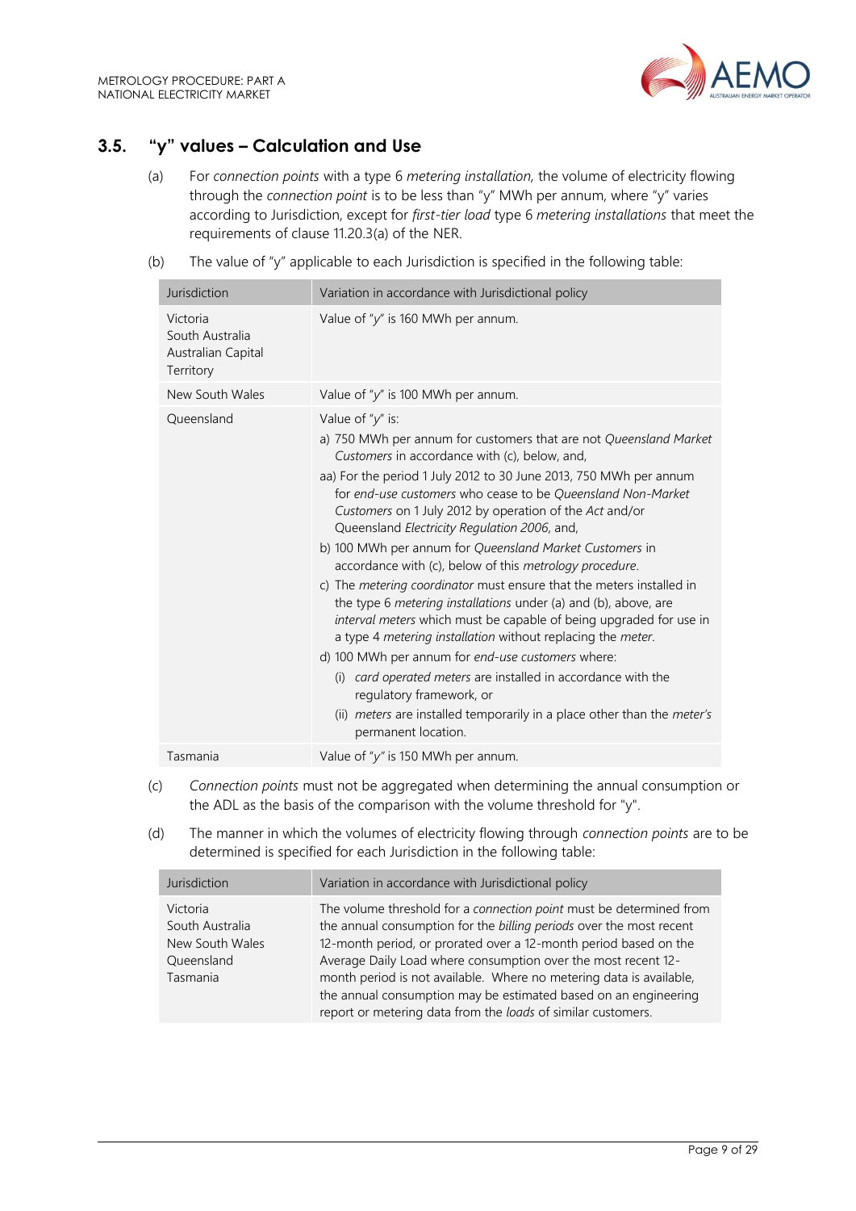## 3.5. "y" values – Calculation and Use

(a) For *connection points* with a type 6 *metering installation,* the volume of electricity flowing through the *connection point* is to be less than "y" MWh per annum, where "y" varies according to Jurisdiction, except for *first-tier load* type 6 *metering installations* that meet the requirements of clause 11.20.3(a) of the NER.

(b) The value of "y" applicable to each Jurisdiction is specified in the following table:

| Jurisdiction | Variation in accordance with Jurisdictional policy |
|---|---|
| Victoria<br>South Australia<br>Australian Capital Territory | Value of "*y*" is 160 MWh per annum. |
| New South Wales | Value of "*y*" is 100 MWh per annum. |
| Queensland | Value of "*y*" is:<br>a) 750 MWh per annum for customers that are not *Queensland Market Customers* in accordance with (c), below, and,<br>aa) For the period 1 July 2012 to 30 June 2013, 750 MWh per annum for *end-use customers* who cease to be *Queensland Non-Market Customers* on 1 July 2012 by operation of the *Act* and/or Queensland *Electricity Regulation 2006*, and,<br>b) 100 MWh per annum for *Queensland Market Customers* in accordance with (c), below of this *metrology procedure*.<br>c) The *metering coordinator* must ensure that the meters installed in the type 6 *metering installations* under (a) and (b), above, are *interval meters* which must be capable of being upgraded for use in a type 4 *metering installation* without replacing the *meter*.<br>d) 100 MWh per annum for *end-use customers* where:<br>(i) *card operated meters* are installed in accordance with the regulatory framework, or<br>(ii) *meters* are installed temporarily in a place other than the *meter's* permanent location. |
| Tasmania | Value of "*y*" is 150 MWh per annum. |

(c) *Connection points* must not be aggregated when determining the annual consumption or the ADL as the basis of the comparison with the volume threshold for "y".

(d) The manner in which the volumes of electricity flowing through *connection points* are to be determined is specified for each Jurisdiction in the following table:

| Jurisdiction | Variation in accordance with Jurisdictional policy |
|---|---|
| Victoria<br>South Australia<br>New South Wales<br>Queensland<br>Tasmania | The volume threshold for a *connection point* must be determined from the annual consumption for the *billing periods* over the most recent 12-month period, or prorated over a 12-month period based on the Average Daily Load where consumption over the most recent 12-month period is not available. Where no metering data is available, the annual consumption may be estimated based on an engineering report or metering data from the *loads* of similar customers. |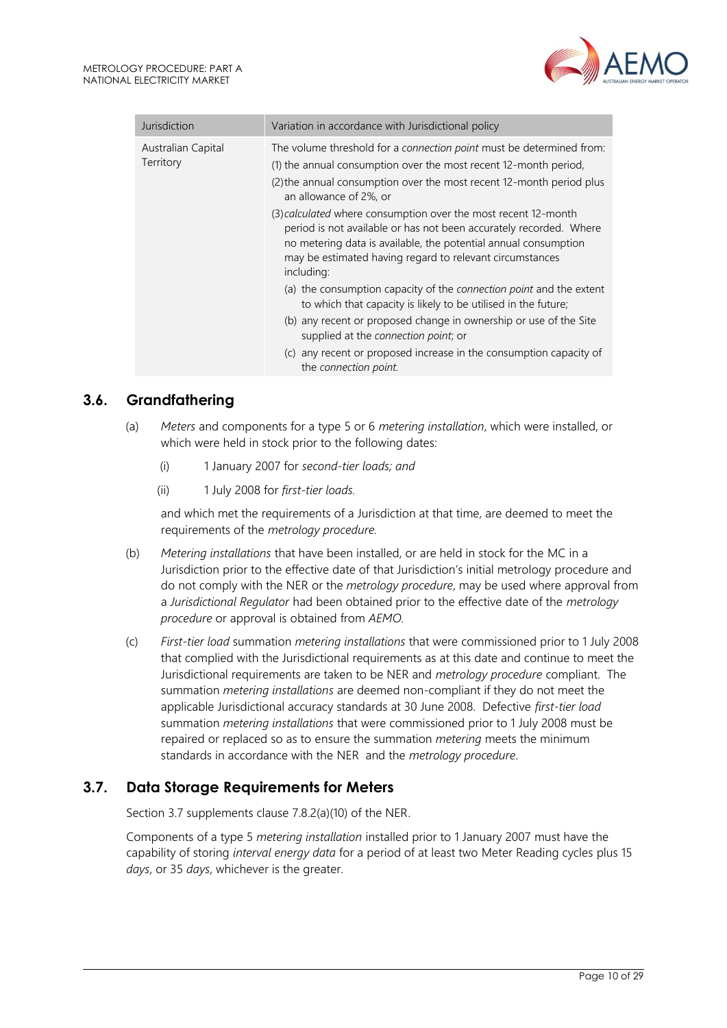| Jurisdiction | Variation in accordance with Jurisdictional policy |
| --- | --- |
| Australian Capital Territory | The volume threshold for a *connection point* must be determined from:<br>(1) the annual consumption over the most recent 12-month period,<br>(2) the annual consumption over the most recent 12-month period plus an allowance of 2%, or<br>(3) *calculated* where consumption over the most recent 12-month period is not available or has not been accurately recorded. Where no metering data is available, the potential annual consumption may be estimated having regard to relevant circumstances including:<br>(a) the consumption capacity of the *connection point* and the extent to which that capacity is likely to be utilised in the future;<br>(b) any recent or proposed change in ownership or use of the Site supplied at the *connection point*; or<br>(c) any recent or proposed increase in the consumption capacity of the *connection point*. |

## 3.6. Grandfathering

(a) *Meters* and components for a type 5 or 6 *metering installation*, which were installed, or which were held in stock prior to the following dates:

   (i) 1 January 2007 for *second-tier loads; and*

   (ii) 1 July 2008 for *first-tier loads.*

   and which met the requirements of a Jurisdiction at that time, are deemed to meet the requirements of the *metrology procedure.*

(b) *Metering installations* that have been installed, or are held in stock for the MC in a Jurisdiction prior to the effective date of that Jurisdiction's initial metrology procedure and do not comply with the NER or the *metrology procedure*, may be used where approval from a *Jurisdictional Regulator* had been obtained prior to the effective date of the *metrology procedure* or approval is obtained from *AEMO.*

(c) *First-tier load* summation *metering installations* that were commissioned prior to 1 July 2008 that complied with the Jurisdictional requirements as at this date and continue to meet the Jurisdictional requirements are taken to be NER and *metrology procedure* compliant. The summation *metering installations* are deemed non-compliant if they do not meet the applicable Jurisdictional accuracy standards at 30 June 2008. Defective *first-tier load* summation *metering installations* that were commissioned prior to 1 July 2008 must be repaired or replaced so as to ensure the summation *metering* meets the minimum standards in accordance with the NER and the *metrology procedure*.

## 3.7. Data Storage Requirements for Meters

Section 3.7 supplements clause 7.8.2(a)(10) of the NER.

Components of a type 5 *metering installation* installed prior to 1 January 2007 must have the capability of storing *interval energy data* for a period of at least two Meter Reading cycles plus 15 *days*, or 35 *days*, whichever is the greater.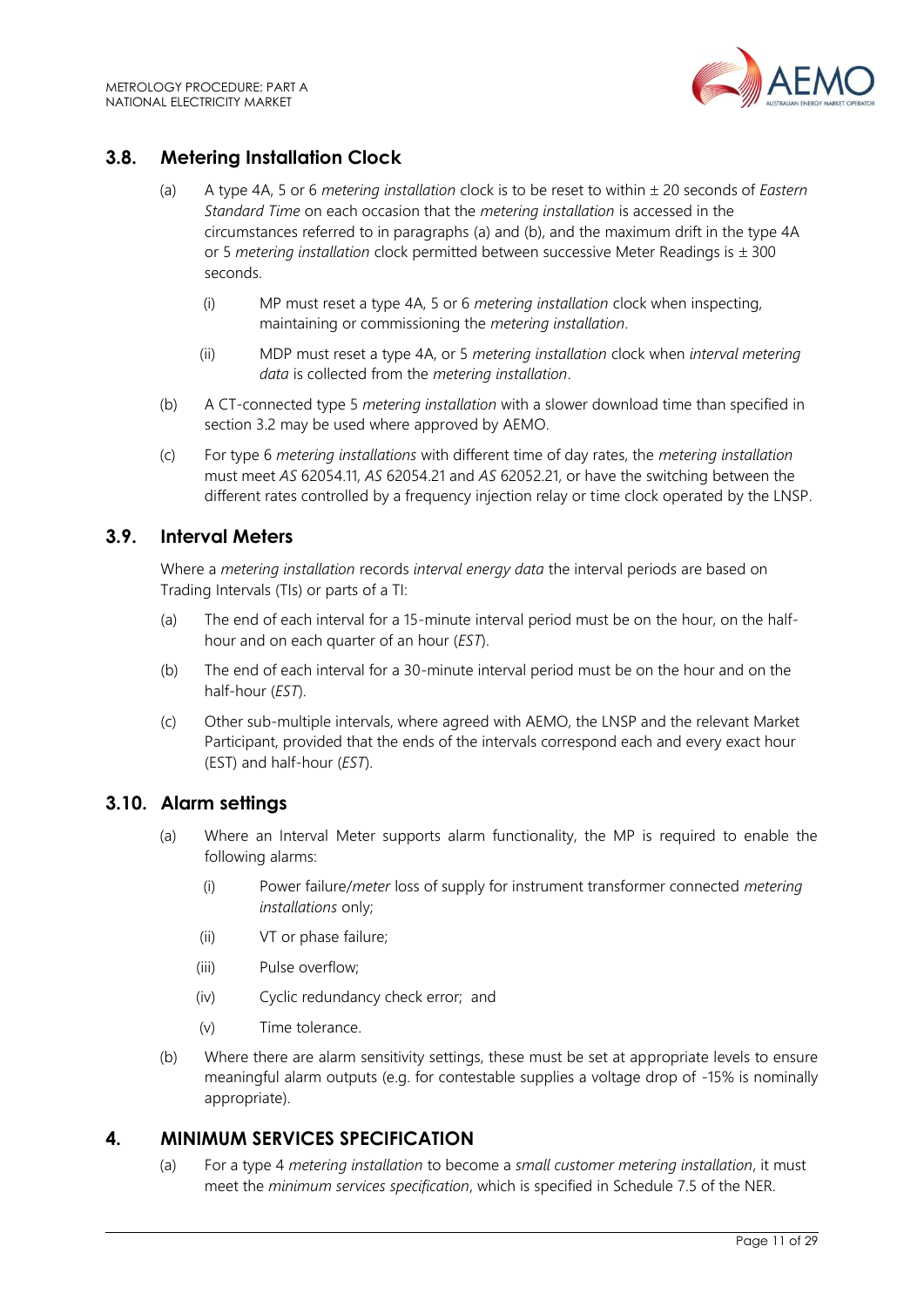## 3.8. Metering Installation Clock

(a) A type 4A, 5 or 6 *metering installation* clock is to be reset to within ± 20 seconds of *Eastern Standard Time* on each occasion that the *metering installation* is accessed in the circumstances referred to in paragraphs (a) and (b), and the maximum drift in the type 4A or 5 *metering installation* clock permitted between successive Meter Readings is ± 300 seconds.

  (i) MP must reset a type 4A, 5 or 6 *metering installation* clock when inspecting, maintaining or commissioning the *metering installation*.

  (ii) MDP must reset a type 4A, or 5 *metering installation* clock when *interval metering data* is collected from the *metering installation*.

(b) A CT-connected type 5 *metering installation* with a slower download time than specified in section 3.2 may be used where approved by AEMO.

(c) For type 6 *metering installations* with different time of day rates, the *metering installation* must meet *AS* 62054.11, *AS* 62054.21 and *AS* 62052.21, or have the switching between the different rates controlled by a frequency injection relay or time clock operated by the LNSP.

## 3.9. Interval Meters

Where a *metering installation* records *interval energy data* the interval periods are based on Trading Intervals (TIs) or parts of a TI:

(a) The end of each interval for a 15-minute interval period must be on the hour, on the half-hour and on each quarter of an hour (*EST*).

(b) The end of each interval for a 30-minute interval period must be on the hour and on the half-hour (*EST*).

(c) Other sub-multiple intervals, where agreed with AEMO, the LNSP and the relevant Market Participant, provided that the ends of the intervals correspond each and every exact hour (EST) and half-hour (*EST*).

## 3.10. Alarm settings

(a) Where an Interval Meter supports alarm functionality, the MP is required to enable the following alarms:

  (i) Power failure/*meter* loss of supply for instrument transformer connected *metering installations* only;

  (ii) VT or phase failure;

  (iii) Pulse overflow;

  (iv) Cyclic redundancy check error; and

  (v) Time tolerance.

(b) Where there are alarm sensitivity settings, these must be set at appropriate levels to ensure meaningful alarm outputs (e.g. for contestable supplies a voltage drop of -15% is nominally appropriate).

# 4. MINIMUM SERVICES SPECIFICATION

(a) For a type 4 *metering installation* to become a *small customer metering installation*, it must meet the *minimum services specification*, which is specified in Schedule 7.5 of the NER.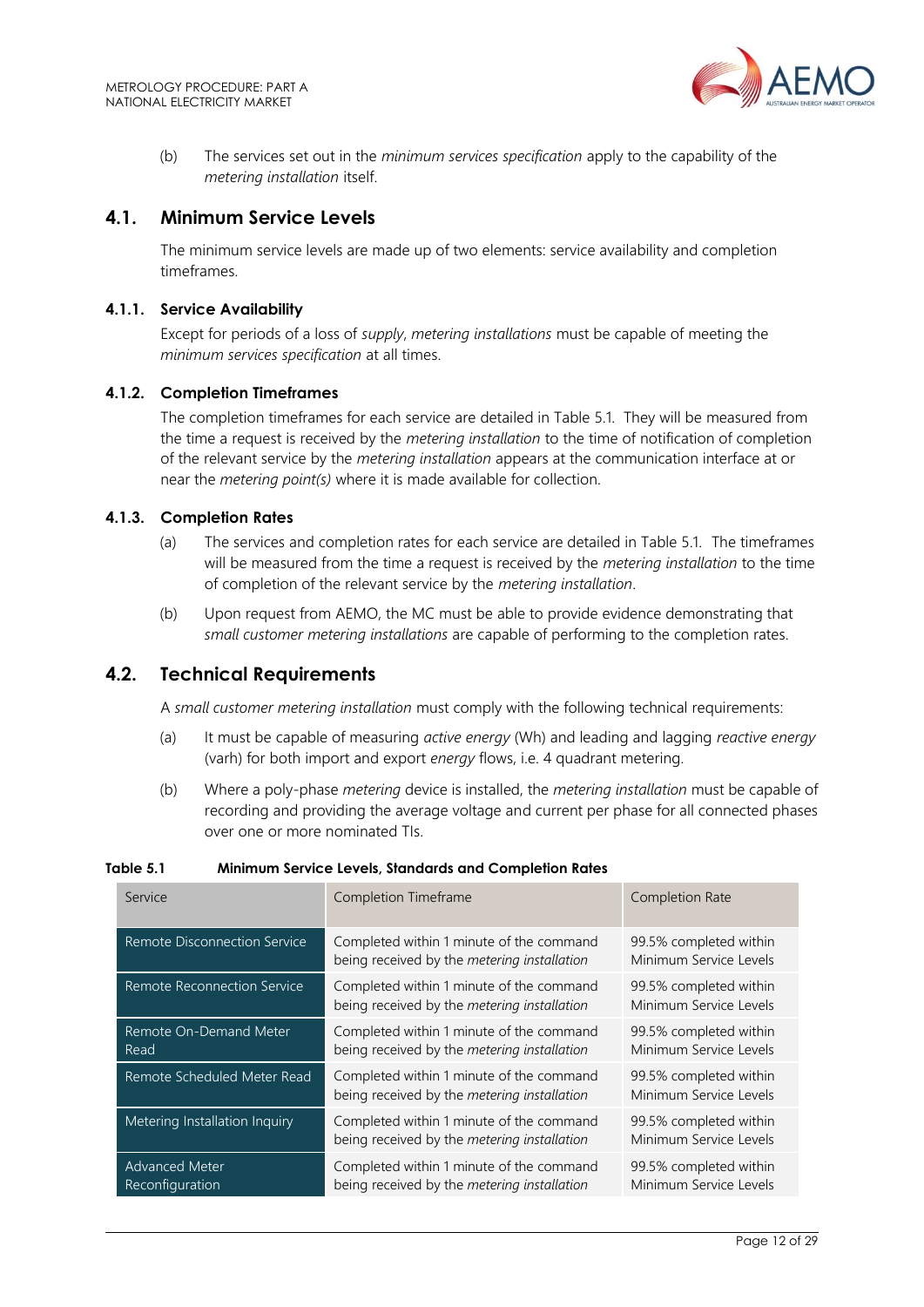(b) The services set out in the *minimum services specification* apply to the capability of the *metering installation* itself.

## 4.1. Minimum Service Levels

The minimum service levels are made up of two elements: service availability and completion timeframes.

### 4.1.1. Service Availability

Except for periods of a loss of *supply*, *metering installations* must be capable of meeting the *minimum services specification* at all times.

### 4.1.2. Completion Timeframes

The completion timeframes for each service are detailed in Table 5.1. They will be measured from the time a request is received by the *metering installation* to the time of notification of completion of the relevant service by the *metering installation* appears at the communication interface at or near the *metering point(s)* where it is made available for collection.

### 4.1.3. Completion Rates

(a) The services and completion rates for each service are detailed in Table 5.1. The timeframes will be measured from the time a request is received by the *metering installation* to the time of completion of the relevant service by the *metering installation*.

(b) Upon request from AEMO, the MC must be able to provide evidence demonstrating that *small customer metering installations* are capable of performing to the completion rates.

## 4.2. Technical Requirements

A *small customer metering installation* must comply with the following technical requirements:

(a) It must be capable of measuring *active energy* (Wh) and leading and lagging *reactive energy* (varh) for both import and export *energy* flows, i.e. 4 quadrant metering.

(b) Where a poly-phase *metering* device is installed, the *metering installation* must be capable of recording and providing the average voltage and current per phase for all connected phases over one or more nominated TIs.

**Table 5.1 Minimum Service Levels, Standards and Completion Rates**

| Service | Completion Timeframe | Completion Rate |
|---|---|---|
| Remote Disconnection Service | Completed within 1 minute of the command being received by the *metering installation* | 99.5% completed within Minimum Service Levels |
| Remote Reconnection Service | Completed within 1 minute of the command being received by the *metering installation* | 99.5% completed within Minimum Service Levels |
| Remote On-Demand Meter Read | Completed within 1 minute of the command being received by the *metering installation* | 99.5% completed within Minimum Service Levels |
| Remote Scheduled Meter Read | Completed within 1 minute of the command being received by the *metering installation* | 99.5% completed within Minimum Service Levels |
| Metering Installation Inquiry | Completed within 1 minute of the command being received by the *metering installation* | 99.5% completed within Minimum Service Levels |
| Advanced Meter Reconfiguration | Completed within 1 minute of the command being received by the *metering installation* | 99.5% completed within Minimum Service Levels |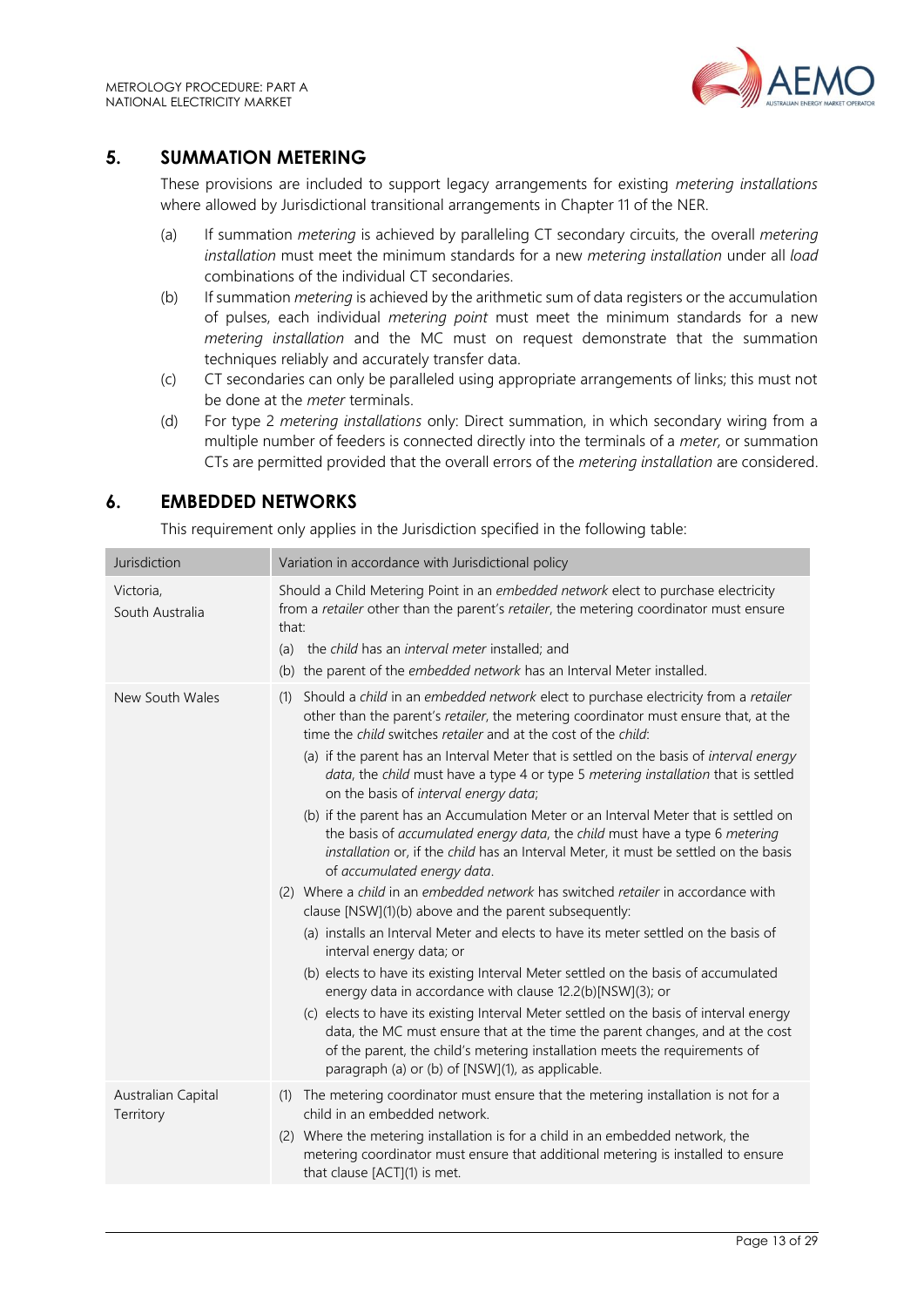## 5. SUMMATION METERING

These provisions are included to support legacy arrangements for existing *metering installations* where allowed by Jurisdictional transitional arrangements in Chapter 11 of the NER.

(a) If summation *metering* is achieved by paralleling CT secondary circuits, the overall *metering installation* must meet the minimum standards for a new *metering installation* under all *load* combinations of the individual CT secondaries.

(b) If summation *metering* is achieved by the arithmetic sum of data registers or the accumulation of pulses, each individual *metering point* must meet the minimum standards for a new *metering installation* and the MC must on request demonstrate that the summation techniques reliably and accurately transfer data.

(c) CT secondaries can only be paralleled using appropriate arrangements of links; this must not be done at the *meter* terminals.

(d) For type 2 *metering installations* only: Direct summation, in which secondary wiring from a multiple number of feeders is connected directly into the terminals of a *meter*, or summation CTs are permitted provided that the overall errors of the *metering installation* are considered.

## 6. EMBEDDED NETWORKS

This requirement only applies in the Jurisdiction specified in the following table:

| Jurisdiction | Variation in accordance with Jurisdictional policy |
|---|---|
| Victoria, South Australia | Should a Child Metering Point in an *embedded network* elect to purchase electricity from a *retailer* other than the parent's *retailer*, the metering coordinator must ensure that:<br>(a) the *child* has an *interval meter* installed; and<br>(b) the parent of the *embedded network* has an Interval Meter installed. |
| New South Wales | (1) Should a *child* in an *embedded network* elect to purchase electricity from a *retailer* other than the parent's *retailer*, the metering coordinator must ensure that, at the time the *child* switches *retailer* and at the cost of the *child*:<br>(a) if the parent has an Interval Meter that is settled on the basis of *interval energy data*, the *child* must have a type 4 or type 5 *metering installation* that is settled on the basis of *interval energy data*;<br>(b) if the parent has an Accumulation Meter or an Interval Meter that is settled on the basis of *accumulated energy data*, the *child* must have a type 6 *metering installation* or, if the *child* has an Interval Meter, it must be settled on the basis of *accumulated energy data*.<br>(2) Where a *child* in an *embedded network* has switched *retailer* in accordance with clause [NSW](1)(b) above and the parent subsequently:<br>(a) installs an Interval Meter and elects to have its meter settled on the basis of interval energy data; or<br>(b) elects to have its existing Interval Meter settled on the basis of accumulated energy data in accordance with clause 12.2(b)[NSW](3); or<br>(c) elects to have its existing Interval Meter settled on the basis of interval energy data, the MC must ensure that at the time the parent changes, and at the cost of the parent, the child's metering installation meets the requirements of paragraph (a) or (b) of [NSW](1), as applicable. |
| Australian Capital Territory | (1) The metering coordinator must ensure that the metering installation is not for a child in an embedded network.<br>(2) Where the metering installation is for a child in an embedded network, the metering coordinator must ensure that additional metering is installed to ensure that clause [ACT](1) is met. |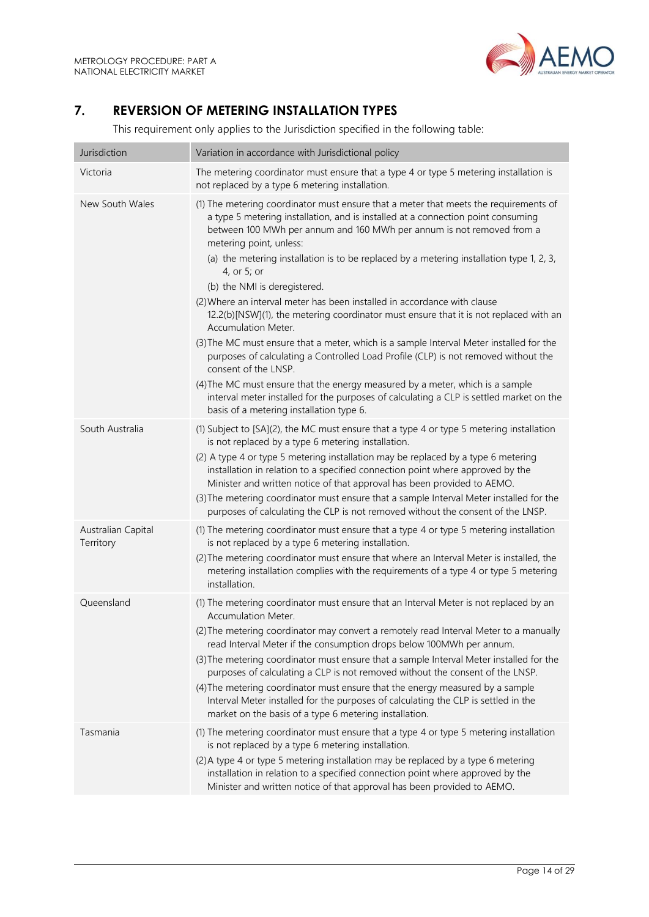## 7. REVERSION OF METERING INSTALLATION TYPES

This requirement only applies to the Jurisdiction specified in the following table:

| Jurisdiction | Variation in accordance with Jurisdictional policy |
|---|---|
| Victoria | The metering coordinator must ensure that a type 4 or type 5 metering installation is not replaced by a type 6 metering installation. |
| New South Wales | (1) The metering coordinator must ensure that a meter that meets the requirements of a type 5 metering installation, and is installed at a connection point consuming between 100 MWh per annum and 160 MWh per annum is not removed from a metering point, unless:<br>(a) the metering installation is to be replaced by a metering installation type 1, 2, 3, 4, or 5; or<br>(b) the NMI is deregistered.<br>(2)Where an interval meter has been installed in accordance with clause 12.2(b)[NSW](1), the metering coordinator must ensure that it is not replaced with an Accumulation Meter.<br>(3)The MC must ensure that a meter, which is a sample Interval Meter installed for the purposes of calculating a Controlled Load Profile (CLP) is not removed without the consent of the LNSP.<br>(4)The MC must ensure that the energy measured by a meter, which is a sample interval meter installed for the purposes of calculating a CLP is settled market on the basis of a metering installation type 6. |
| South Australia | (1) Subject to [SA](2), the MC must ensure that a type 4 or type 5 metering installation is not replaced by a type 6 metering installation.<br>(2) A type 4 or type 5 metering installation may be replaced by a type 6 metering installation in relation to a specified connection point where approved by the Minister and written notice of that approval has been provided to AEMO.<br>(3)The metering coordinator must ensure that a sample Interval Meter installed for the purposes of calculating the CLP is not removed without the consent of the LNSP. |
| Australian Capital Territory | (1) The metering coordinator must ensure that a type 4 or type 5 metering installation is not replaced by a type 6 metering installation.<br>(2)The metering coordinator must ensure that where an Interval Meter is installed, the metering installation complies with the requirements of a type 4 or type 5 metering installation. |
| Queensland | (1) The metering coordinator must ensure that an Interval Meter is not replaced by an Accumulation Meter.<br>(2)The metering coordinator may convert a remotely read Interval Meter to a manually read Interval Meter if the consumption drops below 100MWh per annum.<br>(3)The metering coordinator must ensure that a sample Interval Meter installed for the purposes of calculating a CLP is not removed without the consent of the LNSP.<br>(4)The metering coordinator must ensure that the energy measured by a sample Interval Meter installed for the purposes of calculating the CLP is settled in the market on the basis of a type 6 metering installation. |
| Tasmania | (1) The metering coordinator must ensure that a type 4 or type 5 metering installation is not replaced by a type 6 metering installation.<br>(2)A type 4 or type 5 metering installation may be replaced by a type 6 metering installation in relation to a specified connection point where approved by the Minister and written notice of that approval has been provided to AEMO. |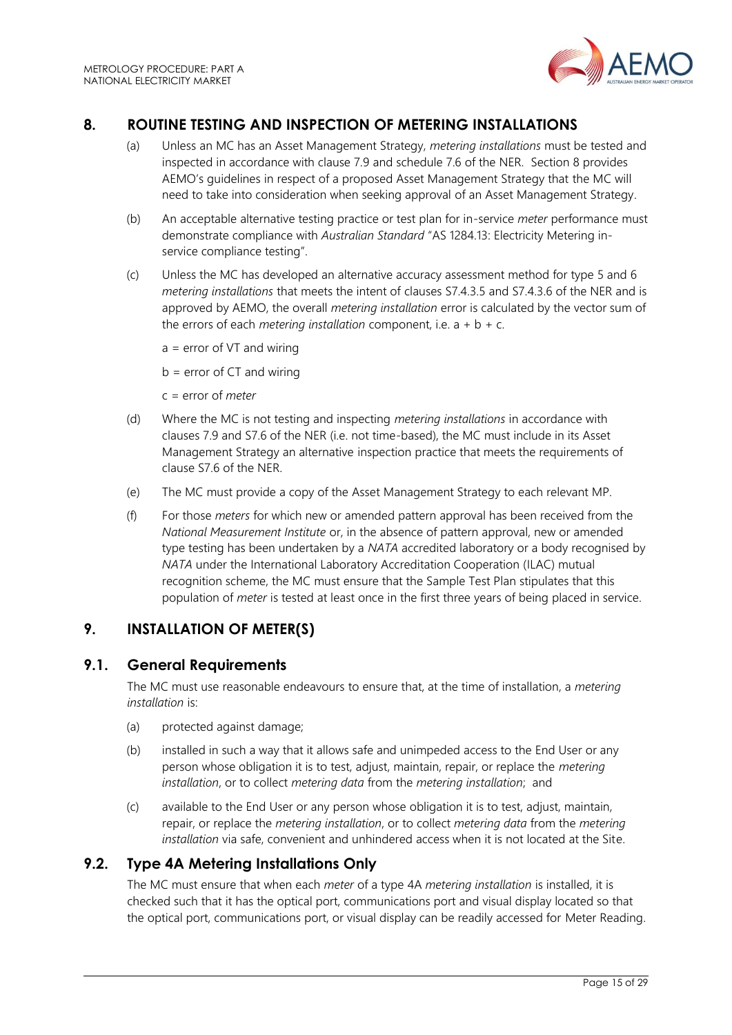## 8. ROUTINE TESTING AND INSPECTION OF METERING INSTALLATIONS

(a) Unless an MC has an Asset Management Strategy, *metering installations* must be tested and inspected in accordance with clause 7.9 and schedule 7.6 of the NER. Section 8 provides AEMO's guidelines in respect of a proposed Asset Management Strategy that the MC will need to take into consideration when seeking approval of an Asset Management Strategy.

(b) An acceptable alternative testing practice or test plan for in-service *meter* performance must demonstrate compliance with *Australian Standard* "AS 1284.13: Electricity Metering in-service compliance testing".

(c) Unless the MC has developed an alternative accuracy assessment method for type 5 and 6 *metering installations* that meets the intent of clauses S7.4.3.5 and S7.4.3.6 of the NER and is approved by AEMO, the overall *metering installation* error is calculated by the vector sum of the errors of each *metering installation* component, i.e. a + b + c.

a = error of VT and wiring

b = error of CT and wiring

c = error of *meter*

(d) Where the MC is not testing and inspecting *metering installations* in accordance with clauses 7.9 and S7.6 of the NER (i.e. not time-based), the MC must include in its Asset Management Strategy an alternative inspection practice that meets the requirements of clause S7.6 of the NER.

(e) The MC must provide a copy of the Asset Management Strategy to each relevant MP.

(f) For those *meters* for which new or amended pattern approval has been received from the *National Measurement Institute* or, in the absence of pattern approval, new or amended type testing has been undertaken by a *NATA* accredited laboratory or a body recognised by *NATA* under the International Laboratory Accreditation Cooperation (ILAC) mutual recognition scheme, the MC must ensure that the Sample Test Plan stipulates that this population of *meter* is tested at least once in the first three years of being placed in service.

## 9. INSTALLATION OF METER(S)

### 9.1. General Requirements

The MC must use reasonable endeavours to ensure that, at the time of installation, a *metering installation* is:

(a) protected against damage;

(b) installed in such a way that it allows safe and unimpeded access to the End User or any person whose obligation it is to test, adjust, maintain, repair, or replace the *metering installation*, or to collect *metering data* from the *metering installation*; and

(c) available to the End User or any person whose obligation it is to test, adjust, maintain, repair, or replace the *metering installation*, or to collect *metering data* from the *metering installation* via safe, convenient and unhindered access when it is not located at the Site.

### 9.2. Type 4A Metering Installations Only

The MC must ensure that when each *meter* of a type 4A *metering installation* is installed, it is checked such that it has the optical port, communications port and visual display located so that the optical port, communications port, or visual display can be readily accessed for Meter Reading.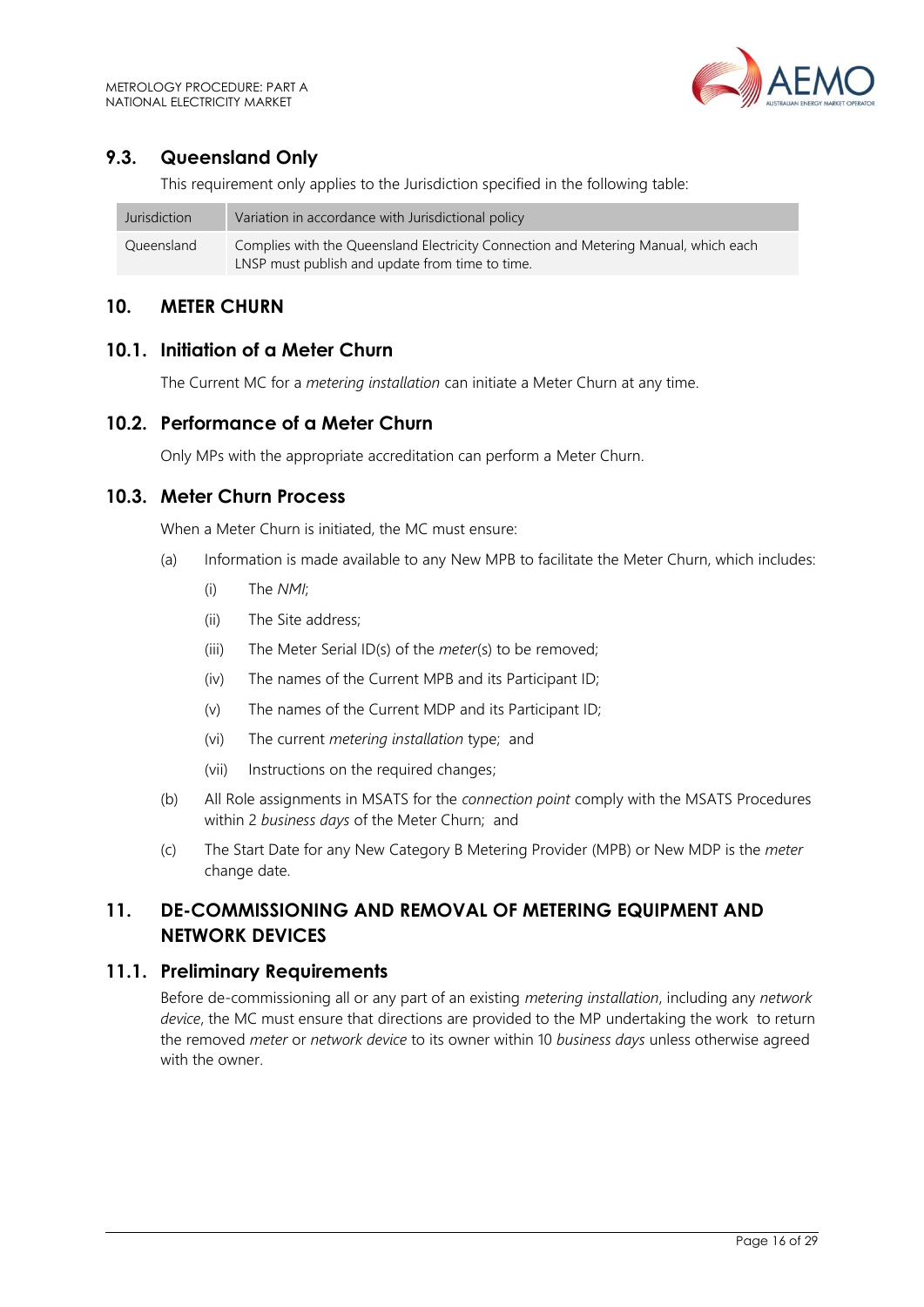## 9.3. Queensland Only

This requirement only applies to the Jurisdiction specified in the following table:

| Jurisdiction | Variation in accordance with Jurisdictional policy |
|---|---|
| Queensland | Complies with the Queensland Electricity Connection and Metering Manual, which each LNSP must publish and update from time to time. |

# 10. METER CHURN

## 10.1. Initiation of a Meter Churn

The Current MC for a *metering installation* can initiate a Meter Churn at any time.

## 10.2. Performance of a Meter Churn

Only MPs with the appropriate accreditation can perform a Meter Churn.

## 10.3. Meter Churn Process

When a Meter Churn is initiated, the MC must ensure:

(a) Information is made available to any New MPB to facilitate the Meter Churn, which includes:

  (i) The *NMI*;

  (ii) The Site address;

  (iii) The Meter Serial ID(s) of the *meter*(s) to be removed;

  (iv) The names of the Current MPB and its Participant ID;

  (v) The names of the Current MDP and its Participant ID;

  (vi) The current *metering installation* type; and

  (vii) Instructions on the required changes;

(b) All Role assignments in MSATS for the *connection point* comply with the MSATS Procedures within 2 *business days* of the Meter Churn; and

(c) The Start Date for any New Category B Metering Provider (MPB) or New MDP is the *meter* change date.

# 11. DE-COMMISSIONING AND REMOVAL OF METERING EQUIPMENT AND NETWORK DEVICES

## 11.1. Preliminary Requirements

Before de-commissioning all or any part of an existing *metering installation*, including any *network device*, the MC must ensure that directions are provided to the MP undertaking the work to return the removed *meter* or *network device* to its owner within 10 *business days* unless otherwise agreed with the owner.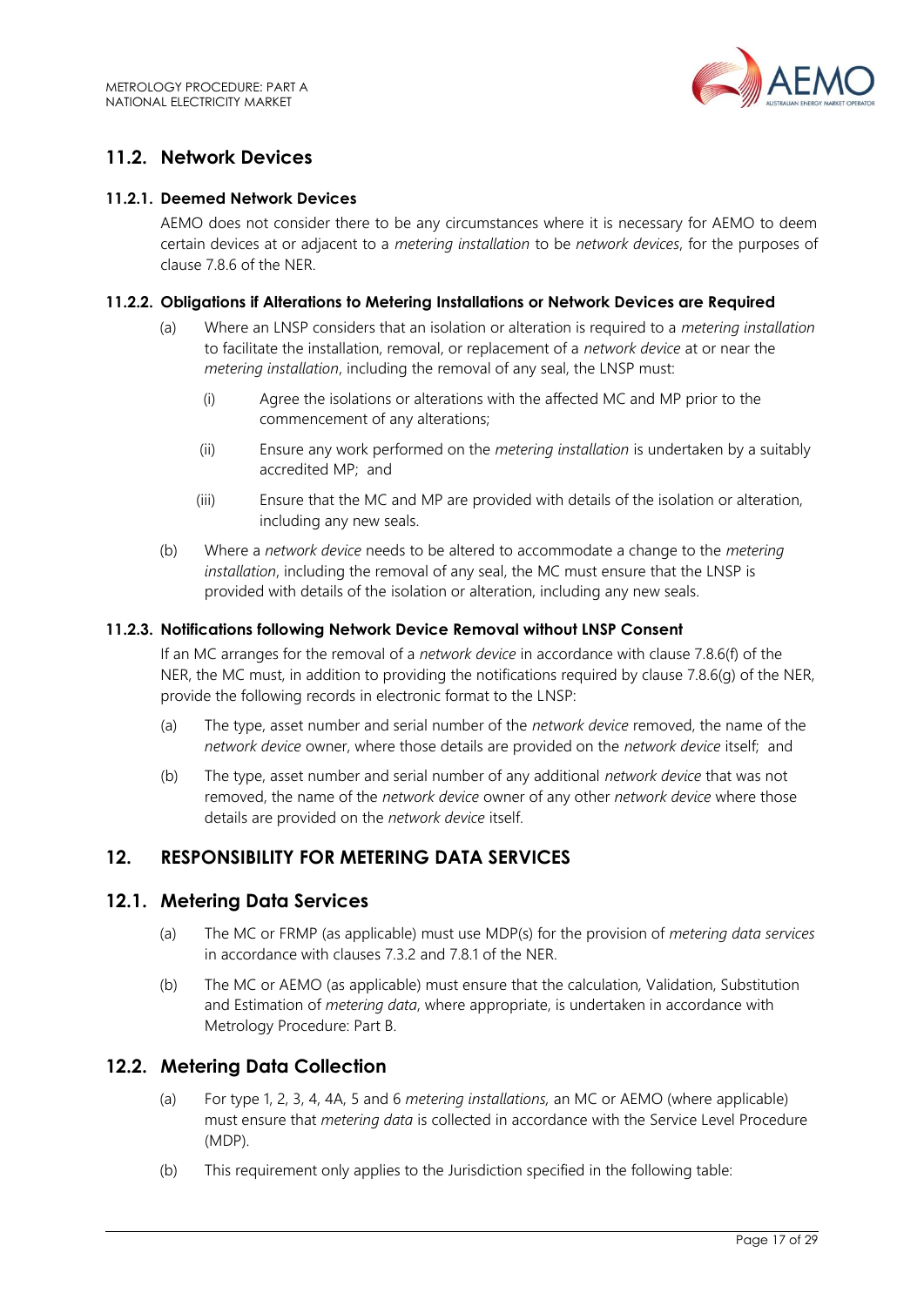## 11.2. Network Devices

### 11.2.1. Deemed Network Devices

AEMO does not consider there to be any circumstances where it is necessary for AEMO to deem certain devices at or adjacent to a *metering installation* to be *network devices*, for the purposes of clause 7.8.6 of the NER.

### 11.2.2. Obligations if Alterations to Metering Installations or Network Devices are Required

(a) Where an LNSP considers that an isolation or alteration is required to a *metering installation* to facilitate the installation, removal, or replacement of a *network device* at or near the *metering installation*, including the removal of any seal, the LNSP must:

  (i) Agree the isolations or alterations with the affected MC and MP prior to the commencement of any alterations;

  (ii) Ensure any work performed on the *metering installation* is undertaken by a suitably accredited MP; and

  (iii) Ensure that the MC and MP are provided with details of the isolation or alteration, including any new seals.

(b) Where a *network device* needs to be altered to accommodate a change to the *metering installation*, including the removal of any seal, the MC must ensure that the LNSP is provided with details of the isolation or alteration, including any new seals.

### 11.2.3. Notifications following Network Device Removal without LNSP Consent

If an MC arranges for the removal of a *network device* in accordance with clause 7.8.6(f) of the NER, the MC must, in addition to providing the notifications required by clause 7.8.6(g) of the NER, provide the following records in electronic format to the LNSP:

(a) The type, asset number and serial number of the *network device* removed, the name of the *network device* owner, where those details are provided on the *network device* itself; and

(b) The type, asset number and serial number of any additional *network device* that was not removed, the name of the *network device* owner of any other *network device* where those details are provided on the *network device* itself.

# 12. RESPONSIBILITY FOR METERING DATA SERVICES

## 12.1. Metering Data Services

(a) The MC or FRMP (as applicable) must use MDP(s) for the provision of *metering data services* in accordance with clauses 7.3.2 and 7.8.1 of the NER.

(b) The MC or AEMO (as applicable) must ensure that the calculation, Validation, Substitution and Estimation of *metering data*, where appropriate, is undertaken in accordance with Metrology Procedure: Part B.

## 12.2. Metering Data Collection

(a) For type 1, 2, 3, 4, 4A, 5 and 6 *metering installations*, an MC or AEMO (where applicable) must ensure that *metering data* is collected in accordance with the Service Level Procedure (MDP).

(b) This requirement only applies to the Jurisdiction specified in the following table: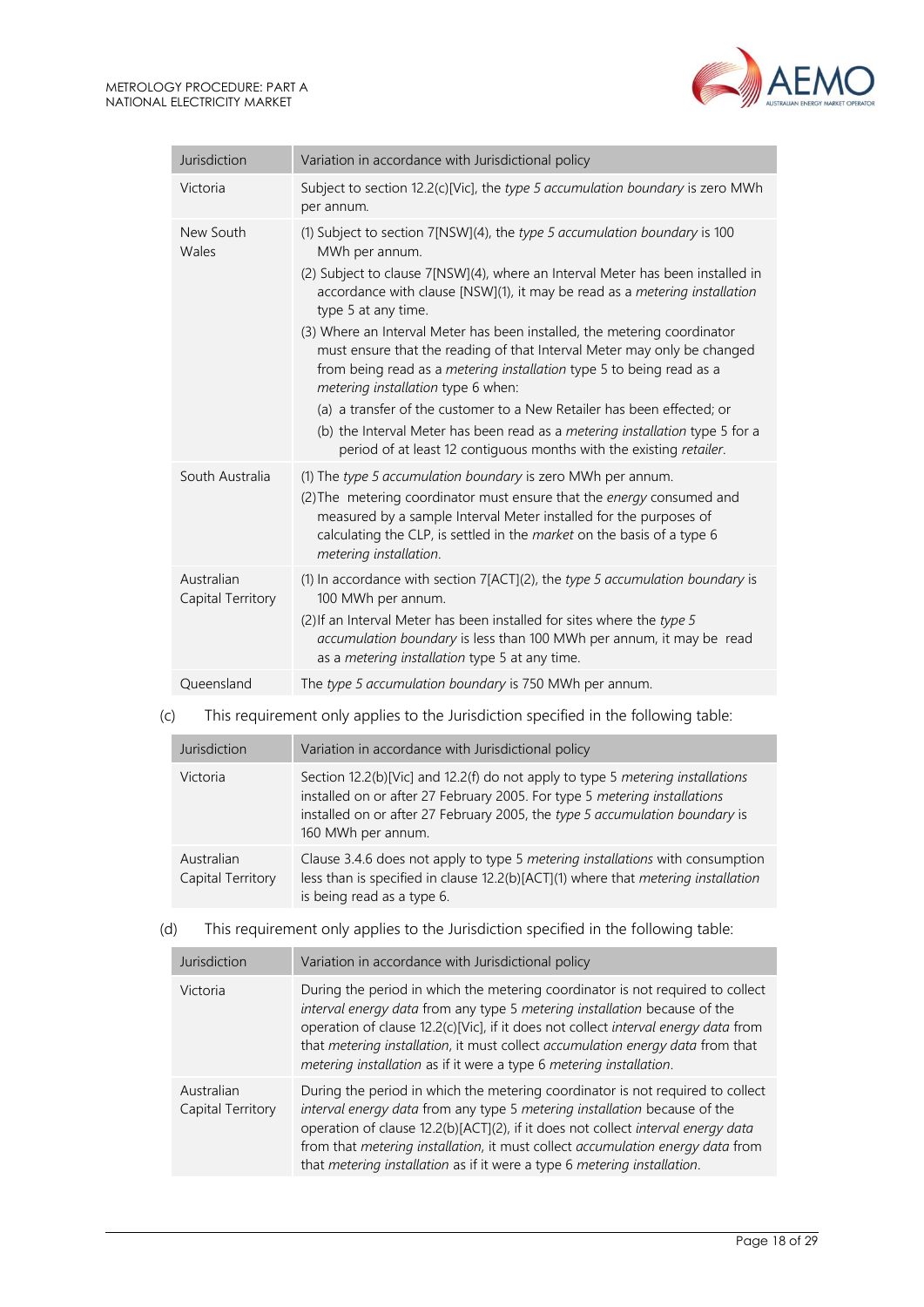| Jurisdiction | Variation in accordance with Jurisdictional policy |
| --- | --- |
| Victoria | Subject to section 12.2(c)[Vic], the *type 5 accumulation boundary* is zero MWh per annum. |
| New South Wales | (1) Subject to section 7[NSW](4), the *type 5 accumulation boundary* is 100 MWh per annum.<br>(2) Subject to clause 7[NSW](4), where an Interval Meter has been installed in accordance with clause [NSW](1), it may be read as a *metering installation* type 5 at any time.<br>(3) Where an Interval Meter has been installed, the metering coordinator must ensure that the reading of that Interval Meter may only be changed from being read as a *metering installation* type 5 to being read as a *metering installation* type 6 when:<br>(a) a transfer of the customer to a New Retailer has been effected; or<br>(b) the Interval Meter has been read as a *metering installation* type 5 for a period of at least 12 contiguous months with the existing *retailer*. |
| South Australia | (1) The *type 5 accumulation boundary* is zero MWh per annum.<br>(2) The metering coordinator must ensure that the *energy* consumed and measured by a sample Interval Meter installed for the purposes of calculating the CLP, is settled in the *market* on the basis of a type 6 *metering installation*. |
| Australian Capital Territory | (1) In accordance with section 7[ACT](2), the *type 5 accumulation boundary* is 100 MWh per annum.<br>(2) If an Interval Meter has been installed for sites where the *type 5 accumulation boundary* is less than 100 MWh per annum, it may be read as a *metering installation* type 5 at any time. |
| Queensland | The *type 5 accumulation boundary* is 750 MWh per annum. |

(c) This requirement only applies to the Jurisdiction specified in the following table:

| Jurisdiction | Variation in accordance with Jurisdictional policy |
| --- | --- |
| Victoria | Section 12.2(b)[Vic] and 12.2(f) do not apply to type 5 *metering installations* installed on or after 27 February 2005. For type 5 *metering installations* installed on or after 27 February 2005, the *type 5 accumulation boundary* is 160 MWh per annum. |
| Australian Capital Territory | Clause 3.4.6 does not apply to type 5 *metering installations* with consumption less than is specified in clause 12.2(b)[ACT](1) where that *metering installation* is being read as a type 6. |

(d) This requirement only applies to the Jurisdiction specified in the following table:

| Jurisdiction | Variation in accordance with Jurisdictional policy |
| --- | --- |
| Victoria | During the period in which the metering coordinator is not required to collect *interval energy data* from any type 5 *metering installation* because of the operation of clause 12.2(c)[Vic], if it does not collect *interval energy data* from that *metering installation*, it must collect *accumulation energy data* from that *metering installation* as if it were a type 6 *metering installation*. |
| Australian Capital Territory | During the period in which the metering coordinator is not required to collect *interval energy data* from any type 5 *metering installation* because of the operation of clause 12.2(b)[ACT](2), if it does not collect *interval energy data* from that *metering installation*, it must collect *accumulation energy data* from that *metering installation* as if it were a type 6 *metering installation*. |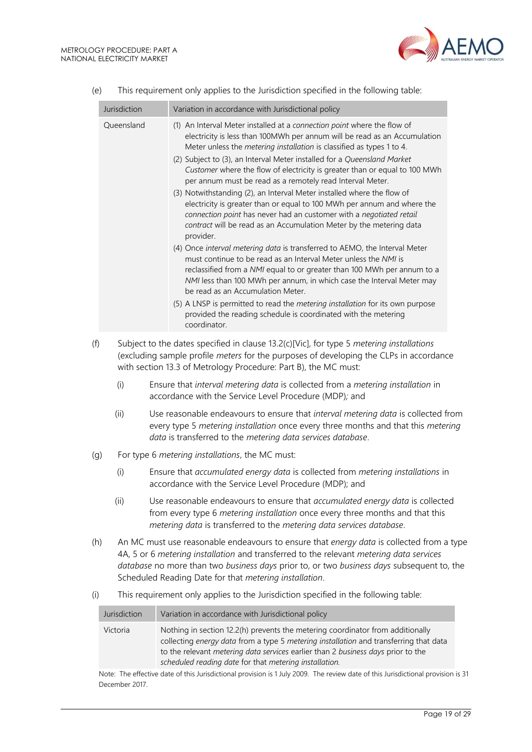(e) This requirement only applies to the Jurisdiction specified in the following table:

| Jurisdiction | Variation in accordance with Jurisdictional policy |
|---|---|
| Queensland | (1) An Interval Meter installed at a *connection point* where the flow of electricity is less than 100MWh per annum will be read as an Accumulation Meter unless the *metering installation* is classified as types 1 to 4.<br>(2) Subject to (3), an Interval Meter installed for a *Queensland Market Customer* where the flow of electricity is greater than or equal to 100 MWh per annum must be read as a remotely read Interval Meter.<br>(3) Notwithstanding (2), an Interval Meter installed where the flow of electricity is greater than or equal to 100 MWh per annum and where the *connection point* has never had an customer with a *negotiated retail contract* will be read as an Accumulation Meter by the metering data provider.<br>(4) Once *interval metering data* is transferred to AEMO, the Interval Meter must continue to be read as an Interval Meter unless the *NMI* is reclassified from a *NMI* equal to or greater than 100 MWh per annum to a *NMI* less than 100 MWh per annum, in which case the Interval Meter may be read as an Accumulation Meter.<br>(5) A LNSP is permitted to read the *metering installation* for its own purpose provided the reading schedule is coordinated with the metering coordinator. |

(f) Subject to the dates specified in clause 13.2(c)[Vic], for type 5 *metering installations* (excluding sample profile *meters* for the purposes of developing the CLPs in accordance with section 13.3 of Metrology Procedure: Part B), the MC must:

(i) Ensure that *interval metering data* is collected from a *metering installation* in accordance with the Service Level Procedure (MDP)*;* and

(ii) Use reasonable endeavours to ensure that *interval metering data* is collected from every type 5 *metering installation* once every three months and that this *metering data* is transferred to the *metering data services database*.

(g) For type 6 *metering installations*, the MC must:

(i) Ensure that *accumulated energy data* is collected from *metering installations* in accordance with the Service Level Procedure (MDP); and

(ii) Use reasonable endeavours to ensure that *accumulated energy data* is collected from every type 6 *metering installation* once every three months and that this *metering data* is transferred to the *metering data services database*.

(h) An MC must use reasonable endeavours to ensure that *energy data* is collected from a type 4A, 5 or 6 *metering installation* and transferred to the relevant *metering data services database* no more than two *business days* prior to, or two *business days* subsequent to, the Scheduled Reading Date for that *metering installation*.

(i) This requirement only applies to the Jurisdiction specified in the following table:

| Jurisdiction | Variation in accordance with Jurisdictional policy |
|---|---|
| Victoria | Nothing in section 12.2(h) prevents the metering coordinator from additionally collecting *energy data* from a type 5 *metering installation* and transferring that data to the relevant *metering data services* earlier than 2 *business days* prior to the *scheduled reading date* for that *metering installation.* |

Note: The effective date of this Jurisdictional provision is 1 July 2009. The review date of this Jurisdictional provision is 31 December 2017.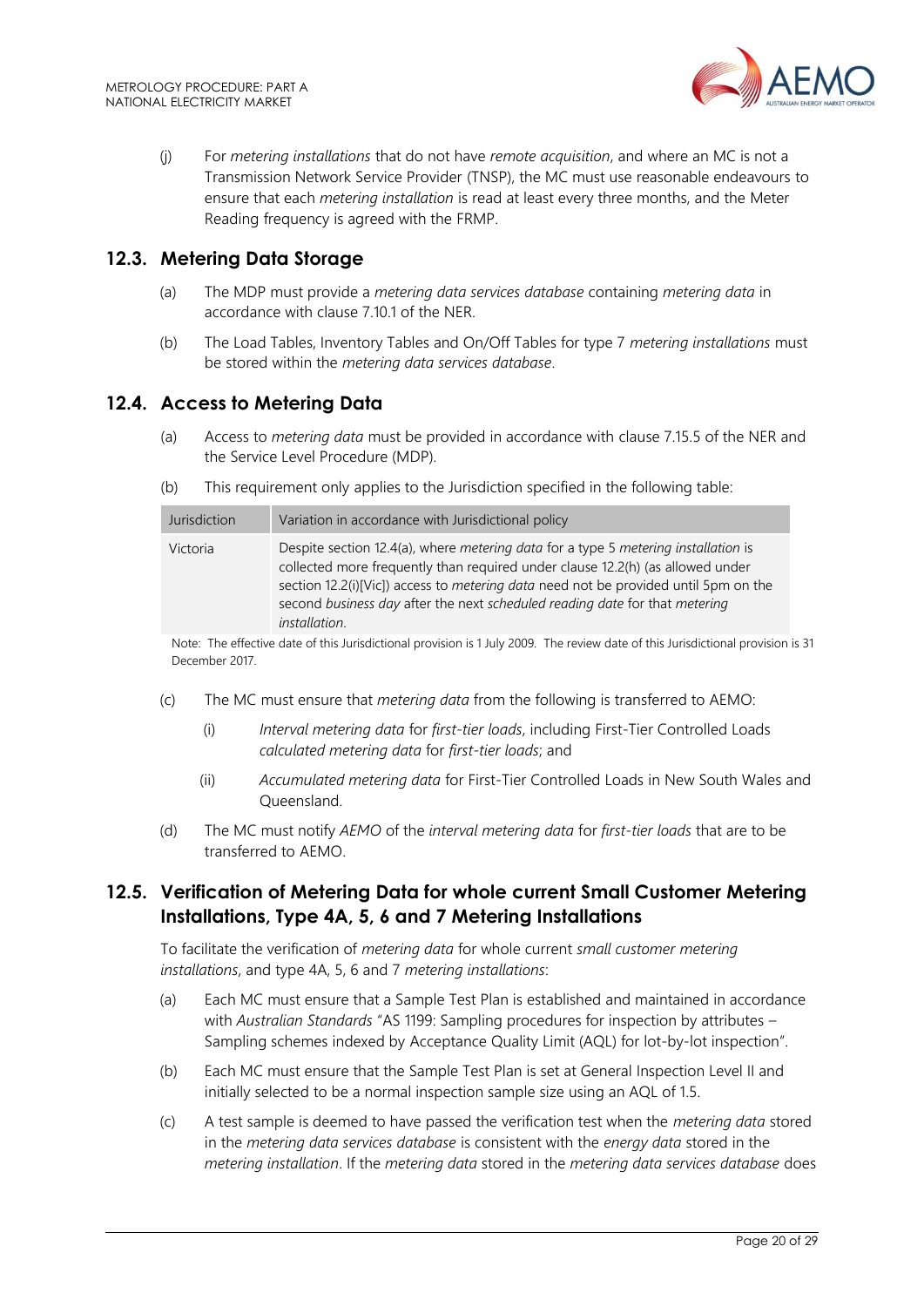(j) For *metering installations* that do not have *remote acquisition*, and where an MC is not a Transmission Network Service Provider (TNSP), the MC must use reasonable endeavours to ensure that each *metering installation* is read at least every three months, and the Meter Reading frequency is agreed with the FRMP.

## 12.3. Metering Data Storage

(a) The MDP must provide a *metering data services database* containing *metering data* in accordance with clause 7.10.1 of the NER.

(b) The Load Tables, Inventory Tables and On/Off Tables for type 7 *metering installations* must be stored within the *metering data services database*.

## 12.4. Access to Metering Data

(a) Access to *metering data* must be provided in accordance with clause 7.15.5 of the NER and the Service Level Procedure (MDP).

(b) This requirement only applies to the Jurisdiction specified in the following table:

| Jurisdiction | Variation in accordance with Jurisdictional policy |
|---|---|
| Victoria | Despite section 12.4(a), where *metering data* for a type 5 *metering installation* is collected more frequently than required under clause 12.2(h) (as allowed under section 12.2(i)[Vic]) access to *metering data* need not be provided until 5pm on the second *business day* after the next *scheduled reading date* for that *metering installation*. |

Note: The effective date of this Jurisdictional provision is 1 July 2009. The review date of this Jurisdictional provision is 31 December 2017.

(c) The MC must ensure that *metering data* from the following is transferred to AEMO:

(i) *Interval metering data* for *first-tier loads*, including First-Tier Controlled Loads *calculated metering data* for *first-tier loads*; and

(ii) *Accumulated metering data* for First-Tier Controlled Loads in New South Wales and Queensland.

(d) The MC must notify *AEMO* of the *interval metering data* for *first-tier loads* that are to be transferred to AEMO.

## 12.5. Verification of Metering Data for whole current Small Customer Metering Installations, Type 4A, 5, 6 and 7 Metering Installations

To facilitate the verification of *metering data* for whole current *small customer metering installations*, and type 4A, 5, 6 and 7 *metering installations*:

(a) Each MC must ensure that a Sample Test Plan is established and maintained in accordance with *Australian Standards* "AS 1199: Sampling procedures for inspection by attributes – Sampling schemes indexed by Acceptance Quality Limit (AQL) for lot-by-lot inspection".

(b) Each MC must ensure that the Sample Test Plan is set at General Inspection Level II and initially selected to be a normal inspection sample size using an AQL of 1.5.

(c) A test sample is deemed to have passed the verification test when the *metering data* stored in the *metering data services database* is consistent with the *energy data* stored in the *metering installation*. If the *metering data* stored in the *metering data services database* does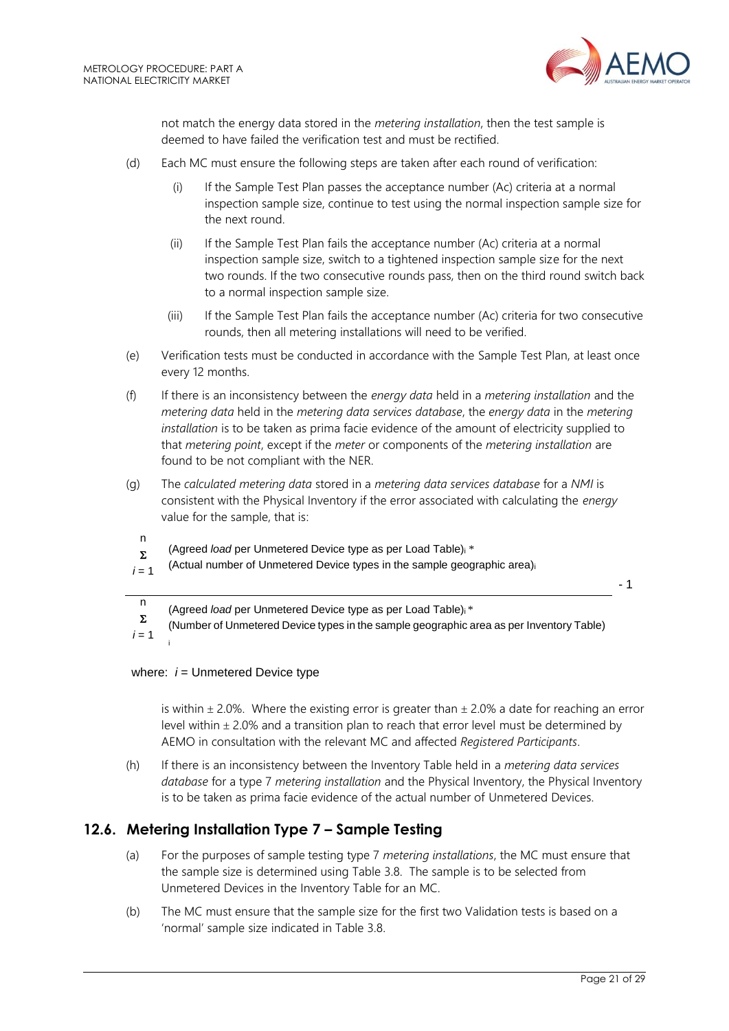not match the energy data stored in the *metering installation*, then the test sample is deemed to have failed the verification test and must be rectified.

(d) Each MC must ensure the following steps are taken after each round of verification:

(i) If the Sample Test Plan passes the acceptance number (Ac) criteria at a normal inspection sample size, continue to test using the normal inspection sample size for the next round.

(ii) If the Sample Test Plan fails the acceptance number (Ac) criteria at a normal inspection sample size, switch to a tightened inspection sample size for the next two rounds. If the two consecutive rounds pass, then on the third round switch back to a normal inspection sample size.

(iii) If the Sample Test Plan fails the acceptance number (Ac) criteria for two consecutive rounds, then all metering installations will need to be verified.

(e) Verification tests must be conducted in accordance with the Sample Test Plan, at least once every 12 months.

(f) If there is an inconsistency between the *energy data* held in a *metering installation* and the *metering data* held in the *metering data services database*, the *energy data* in the *metering installation* is to be taken as prima facie evidence of the amount of electricity supplied to that *metering point*, except if the *meter* or components of the *metering installation* are found to be not compliant with the NER.

(g) The *calculated metering data* stored in a *metering data services database* for a *NMI* is consistent with the Physical Inventory if the error associated with calculating the *energy* value for the sample, that is:

$$\frac{\sum_{i=1}^{n} (\text{Agreed } \textit{load} \text{ per Unmetered Device type as per Load Table})_i * (\text{Actual number of Unmetered Device types in the sample geographic area})_i}{\sum_{i=1}^{n} (\text{Agreed } \textit{load} \text{ per Unmetered Device type as per Load Table})_i * (\text{Number of Unmetered Device types in the sample geographic area as per Inventory Table})_i} - 1$$

where: $i$ = Unmetered Device type

is within ± 2.0%. Where the existing error is greater than ± 2.0% a date for reaching an error level within ± 2.0% and a transition plan to reach that error level must be determined by AEMO in consultation with the relevant MC and affected *Registered Participants*.

(h) If there is an inconsistency between the Inventory Table held in a *metering data services database* for a type 7 *metering installation* and the Physical Inventory, the Physical Inventory is to be taken as prima facie evidence of the actual number of Unmetered Devices.

## 12.6. Metering Installation Type 7 – Sample Testing

(a) For the purposes of sample testing type 7 *metering installations*, the MC must ensure that the sample size is determined using Table 3.8. The sample is to be selected from Unmetered Devices in the Inventory Table for an MC.

(b) The MC must ensure that the sample size for the first two Validation tests is based on a 'normal' sample size indicated in Table 3.8.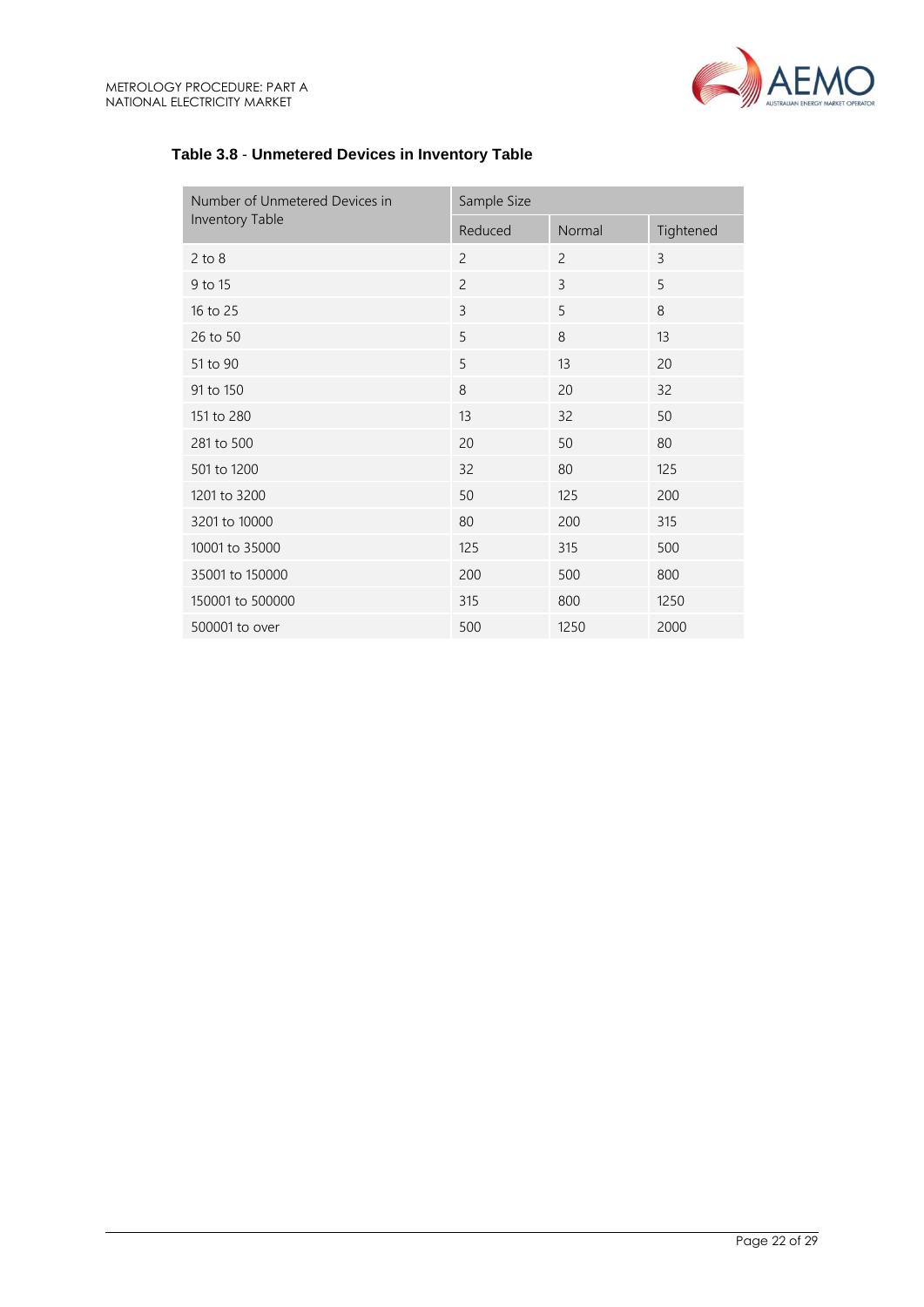**Table 3.8** - **Unmetered Devices in Inventory Table**

| Number of Unmetered Devices in Inventory Table | Sample Size | | |
|---|---|---|---|
| | Reduced | Normal | Tightened |
| 2 to 8 | 2 | 2 | 3 |
| 9 to 15 | 2 | 3 | 5 |
| 16 to 25 | 3 | 5 | 8 |
| 26 to 50 | 5 | 8 | 13 |
| 51 to 90 | 5 | 13 | 20 |
| 91 to 150 | 8 | 20 | 32 |
| 151 to 280 | 13 | 32 | 50 |
| 281 to 500 | 20 | 50 | 80 |
| 501 to 1200 | 32 | 80 | 125 |
| 1201 to 3200 | 50 | 125 | 200 |
| 3201 to 10000 | 80 | 200 | 315 |
| 10001 to 35000 | 125 | 315 | 500 |
| 35001 to 150000 | 200 | 500 | 800 |
| 150001 to 500000 | 315 | 800 | 1250 |
| 500001 to over | 500 | 1250 | 2000 |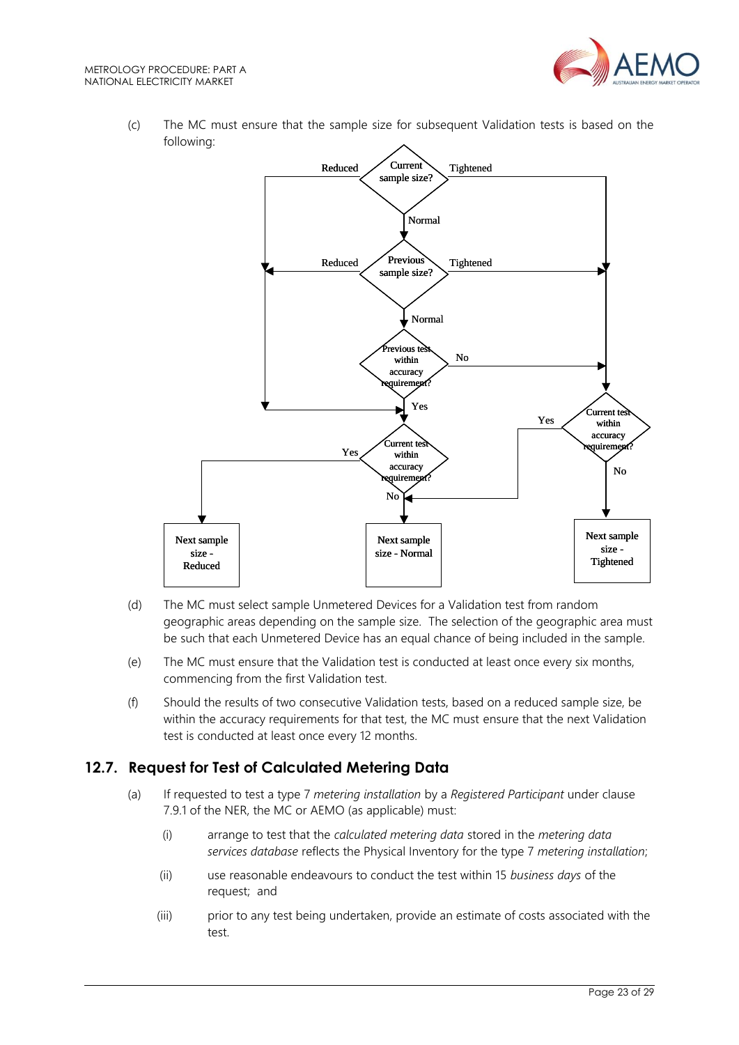(c) The MC must ensure that the sample size for subsequent Validation tests is based on the following:

(d) The MC must select sample Unmetered Devices for a Validation test from random geographic areas depending on the sample size. The selection of the geographic area must be such that each Unmetered Device has an equal chance of being included in the sample.

(e) The MC must ensure that the Validation test is conducted at least once every six months, commencing from the first Validation test.

(f) Should the results of two consecutive Validation tests, based on a reduced sample size, be within the accuracy requirements for that test, the MC must ensure that the next Validation test is conducted at least once every 12 months.

## 12.7. Request for Test of Calculated Metering Data

(a) If requested to test a type 7 *metering installation* by a *Registered Participant* under clause 7.9.1 of the NER, the MC or AEMO (as applicable) must:

(i) arrange to test that the *calculated metering data* stored in the *metering data services database* reflects the Physical Inventory for the type 7 *metering installation*;

(ii) use reasonable endeavours to conduct the test within 15 *business days* of the request; and

(iii) prior to any test being undertaken, provide an estimate of costs associated with the test.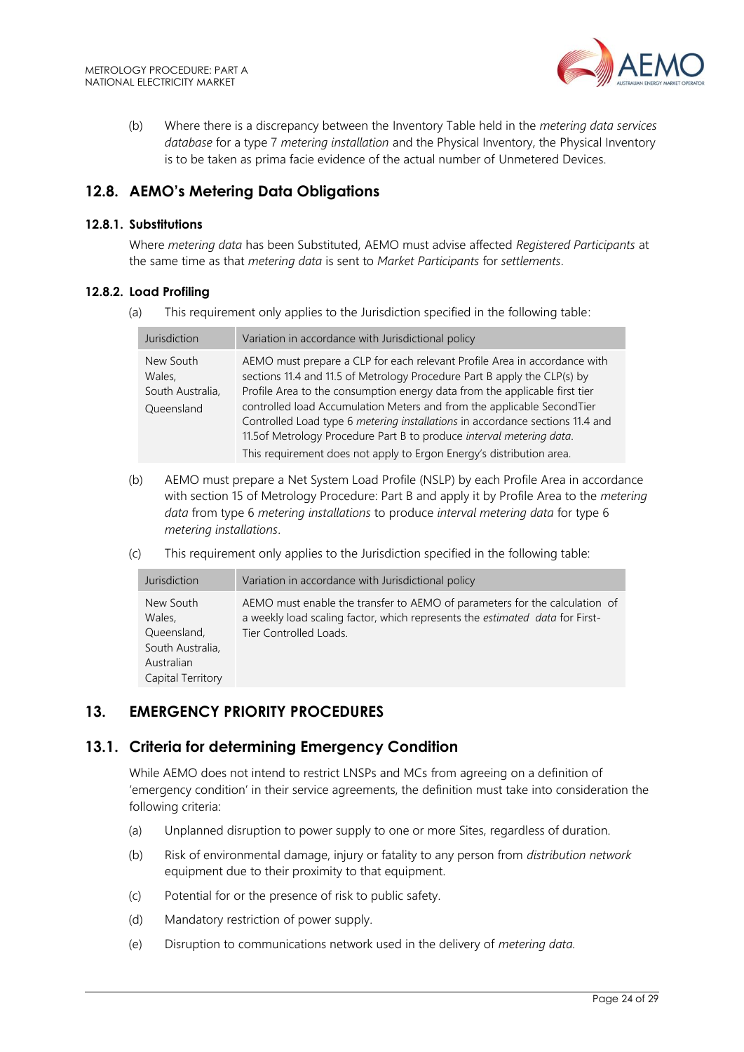(b) Where there is a discrepancy between the Inventory Table held in the *metering data services database* for a type 7 *metering installation* and the Physical Inventory, the Physical Inventory is to be taken as prima facie evidence of the actual number of Unmetered Devices.

## 12.8. AEMO's Metering Data Obligations

### 12.8.1. Substitutions

Where *metering data* has been Substituted, AEMO must advise affected *Registered Participants* at the same time as that *metering data* is sent to *Market Participants* for *settlements*.

### 12.8.2. Load Profiling

(a) This requirement only applies to the Jurisdiction specified in the following table:

| Jurisdiction | Variation in accordance with Jurisdictional policy |
| --- | --- |
| New South Wales, South Australia, Queensland | AEMO must prepare a CLP for each relevant Profile Area in accordance with sections 11.4 and 11.5 of Metrology Procedure Part B apply the CLP(s) by Profile Area to the consumption energy data from the applicable first tier controlled load Accumulation Meters and from the applicable SecondTier Controlled Load type 6 *metering installations* in accordance sections 11.4 and 11.5of Metrology Procedure Part B to produce *interval metering data*. This requirement does not apply to Ergon Energy's distribution area. |

(b) AEMO must prepare a Net System Load Profile (NSLP) by each Profile Area in accordance with section 15 of Metrology Procedure: Part B and apply it by Profile Area to the *metering data* from type 6 *metering installations* to produce *interval metering data* for type 6 *metering installations*.

(c) This requirement only applies to the Jurisdiction specified in the following table:

| Jurisdiction | Variation in accordance with Jurisdictional policy |
| --- | --- |
| New South Wales, Queensland, South Australia, Australian Capital Territory | AEMO must enable the transfer to AEMO of parameters for the calculation of a weekly load scaling factor, which represents the *estimated data* for First-Tier Controlled Loads. |

## 13. EMERGENCY PRIORITY PROCEDURES

## 13.1. Criteria for determining Emergency Condition

While AEMO does not intend to restrict LNSPs and MCs from agreeing on a definition of 'emergency condition' in their service agreements, the definition must take into consideration the following criteria:

(a) Unplanned disruption to power supply to one or more Sites, regardless of duration.

(b) Risk of environmental damage, injury or fatality to any person from *distribution network* equipment due to their proximity to that equipment.

(c) Potential for or the presence of risk to public safety.

(d) Mandatory restriction of power supply.

(e) Disruption to communications network used in the delivery of *metering data*.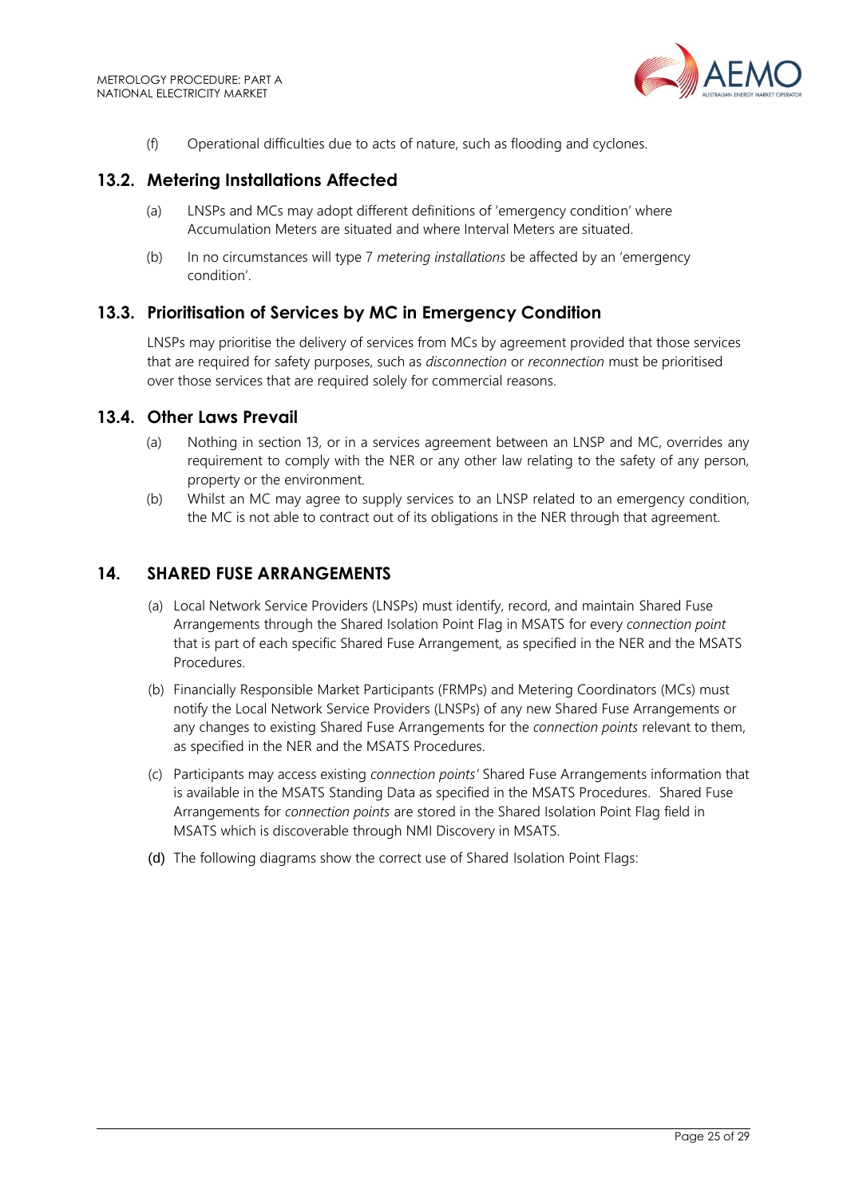(f) Operational difficulties due to acts of nature, such as flooding and cyclones.

## 13.2. Metering Installations Affected

(a) LNSPs and MCs may adopt different definitions of 'emergency condition' where Accumulation Meters are situated and where Interval Meters are situated.

(b) In no circumstances will type 7 *metering installations* be affected by an 'emergency condition'.

## 13.3. Prioritisation of Services by MC in Emergency Condition

LNSPs may prioritise the delivery of services from MCs by agreement provided that those services that are required for safety purposes, such as *disconnection* or *reconnection* must be prioritised over those services that are required solely for commercial reasons.

## 13.4. Other Laws Prevail

(a) Nothing in section 13, or in a services agreement between an LNSP and MC, overrides any requirement to comply with the NER or any other law relating to the safety of any person, property or the environment.

(b) Whilst an MC may agree to supply services to an LNSP related to an emergency condition, the MC is not able to contract out of its obligations in the NER through that agreement.

# 14. SHARED FUSE ARRANGEMENTS

(a) Local Network Service Providers (LNSPs) must identify, record, and maintain Shared Fuse Arrangements through the Shared Isolation Point Flag in MSATS for every *connection point* that is part of each specific Shared Fuse Arrangement, as specified in the NER and the MSATS Procedures.

(b) Financially Responsible Market Participants (FRMPs) and Metering Coordinators (MCs) must notify the Local Network Service Providers (LNSPs) of any new Shared Fuse Arrangements or any changes to existing Shared Fuse Arrangements for the *connection points* relevant to them, as specified in the NER and the MSATS Procedures.

(c) Participants may access existing *connection points'* Shared Fuse Arrangements information that is available in the MSATS Standing Data as specified in the MSATS Procedures. Shared Fuse Arrangements for *connection points* are stored in the Shared Isolation Point Flag field in MSATS which is discoverable through NMI Discovery in MSATS.

(d) The following diagrams show the correct use of Shared Isolation Point Flags: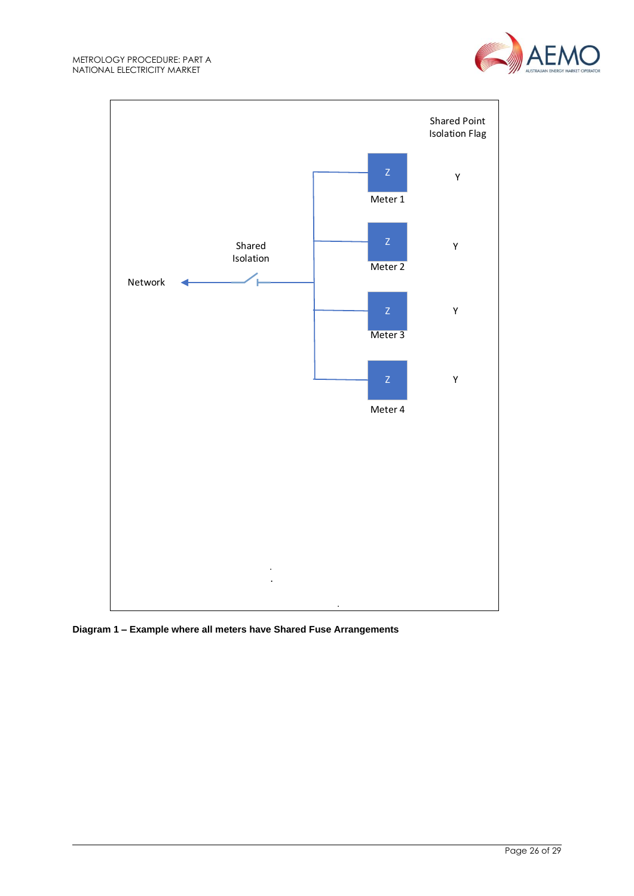Shared Point Isolation Flag

Network — Shared Isolation

| Meter | Shared Point Isolation Flag |
|---|---|
| Meter 1 | Y |
| Meter 2 | Y |
| Meter 3 | Y |
| Meter 4 | Y |

**Diagram 1 – Example where all meters have Shared Fuse Arrangements**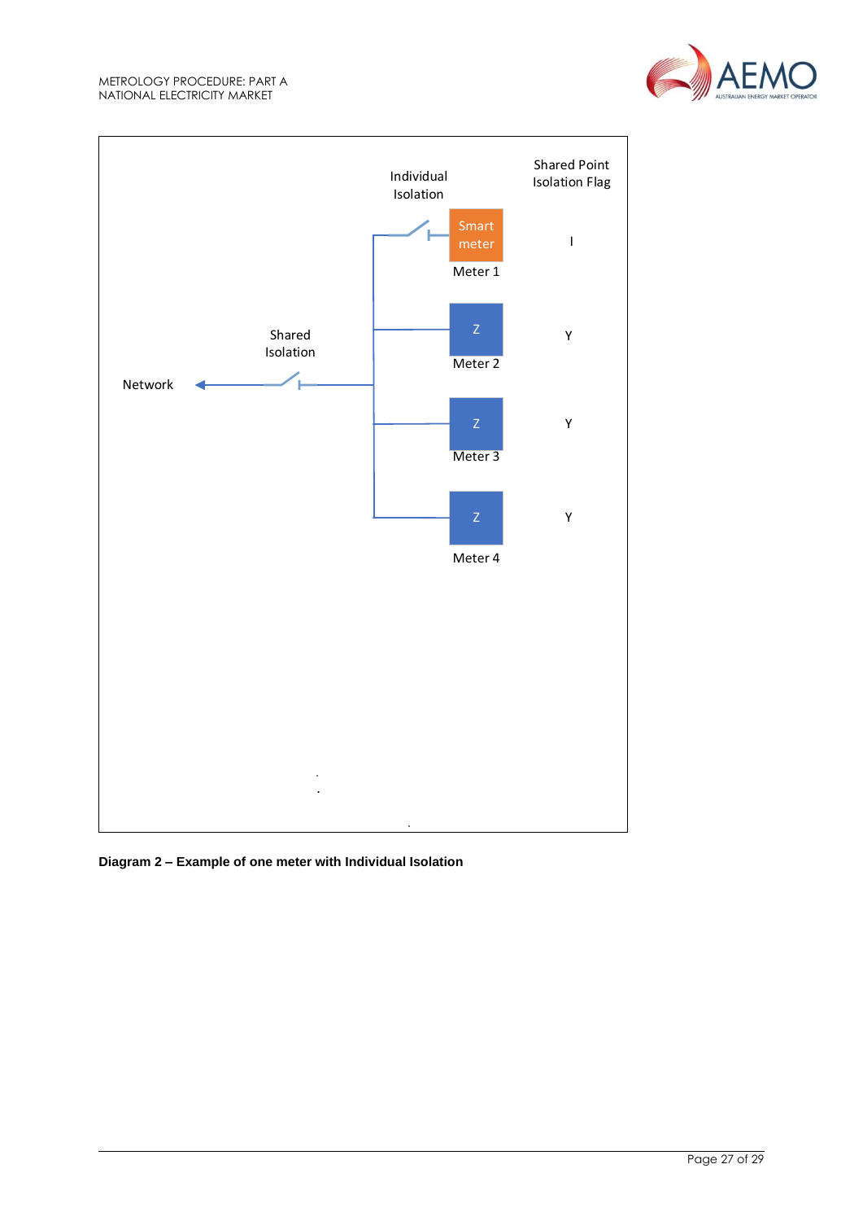Individual Isolation

Shared Point Isolation Flag

Smart meter

Meter 1

I

Shared Isolation

Z

Meter 2

Y

Network

Z

Meter 3

Y

Z

Meter 4

Y

**Diagram 2 – Example of one meter with Individual Isolation**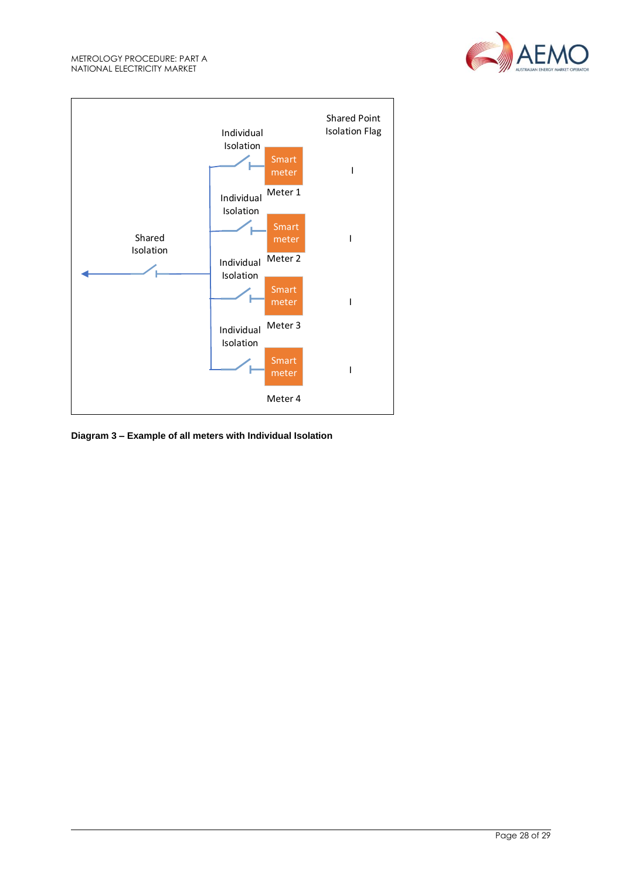Shared Isolation

| Individual Isolation | Meter | Shared Point Isolation Flag |
| --- | --- | --- |
| Individual Isolation | Smart meter – Meter 1 | I |
| Individual Isolation | Smart meter – Meter 2 | I |
| Individual Isolation | Smart meter – Meter 3 | I |
| Individual Isolation | Smart meter – Meter 4 | I |

**Diagram 3 – Example of all meters with Individual Isolation**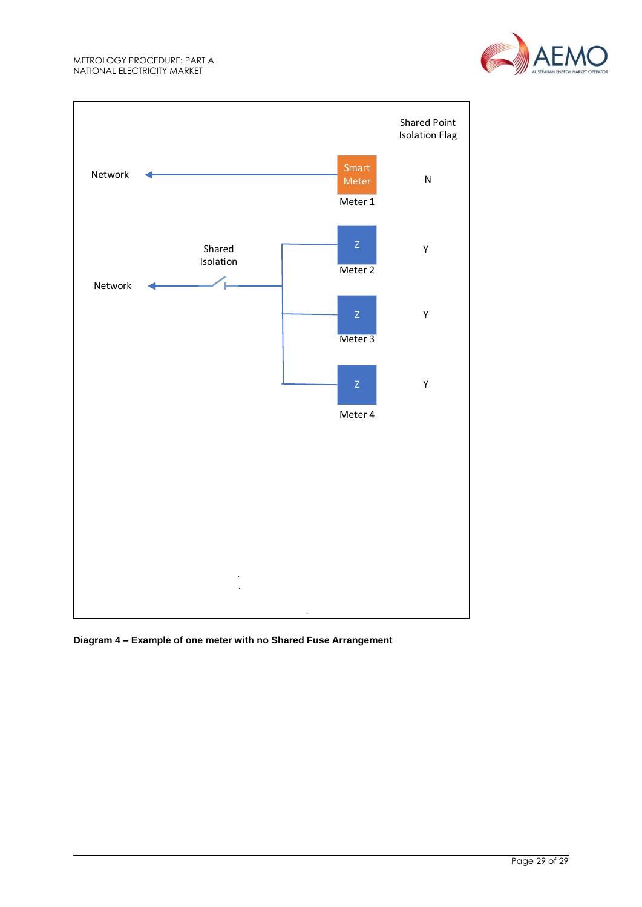Shared Point Isolation Flag

Network

Smart Meter

Meter 1

N

Shared Isolation

Network

Z

Meter 2

Y

Z

Meter 3

Y

Z

Meter 4

Y

**Diagram 4 – Example of one meter with no Shared Fuse Arrangement**